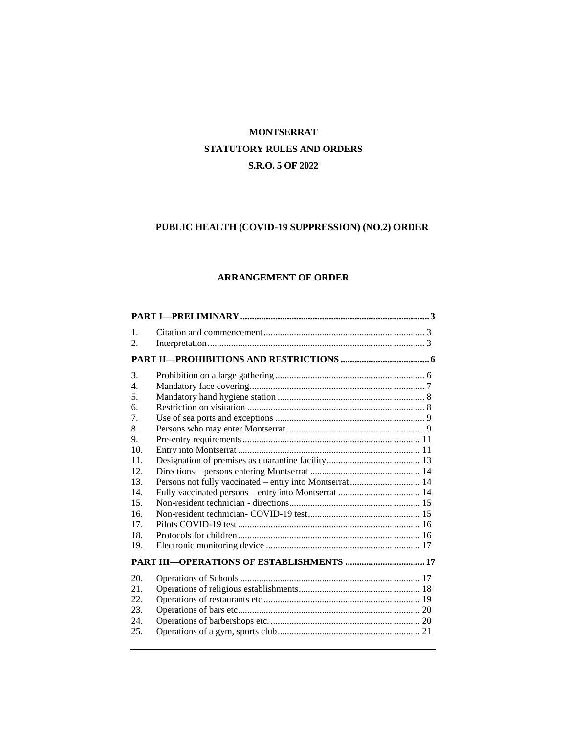# MONTSERRAT

## STATUTORY RULES AND ORDERS

## S.R.O. 5 OF 2022

## PUBLIC HEALTH (COVID-19 SUPPRESSION) (NO.2) ORDER

## ARRANGEMENT OF ORDER

| | | |
|---|---|---|
| **PART I—PRELIMINARY** | | **3** |
| 1. | Citation and commencement | 3 |
| 2. | Interpretation | 3 |
| **PART II—PROHIBITIONS AND RESTRICTIONS** | | **6** |
| 3. | Prohibition on a large gathering | 6 |
| 4. | Mandatory face covering | 7 |
| 5. | Mandatory hand hygiene station | 8 |
| 6. | Restriction on visitation | 8 |
| 7. | Use of sea ports and exceptions | 9 |
| 8. | Persons who may enter Montserrat | 9 |
| 9. | Pre-entry requirements | 11 |
| 10. | Entry into Montserrat | 11 |
| 11. | Designation of premises as quarantine facility | 13 |
| 12. | Directions – persons entering Montserrat | 14 |
| 13. | Persons not fully vaccinated – entry into Montserrat | 14 |
| 14. | Fully vaccinated persons – entry into Montserrat | 14 |
| 15. | Non-resident technician - directions | 15 |
| 16. | Non-resident technician- COVID-19 test | 15 |
| 17. | Pilots COVID-19 test | 16 |
| 18. | Protocols for children | 16 |
| 19. | Electronic monitoring device | 17 |
| **PART III—OPERATIONS OF ESTABLISHMENTS** | | **17** |
| 20. | Operations of Schools | 17 |
| 21. | Operations of religious establishments | 18 |
| 22. | Operations of restaurants etc | 19 |
| 23. | Operations of bars etc | 20 |
| 24. | Operations of barbershops etc. | 20 |
| 25. | Operations of a gym, sports club | 21 |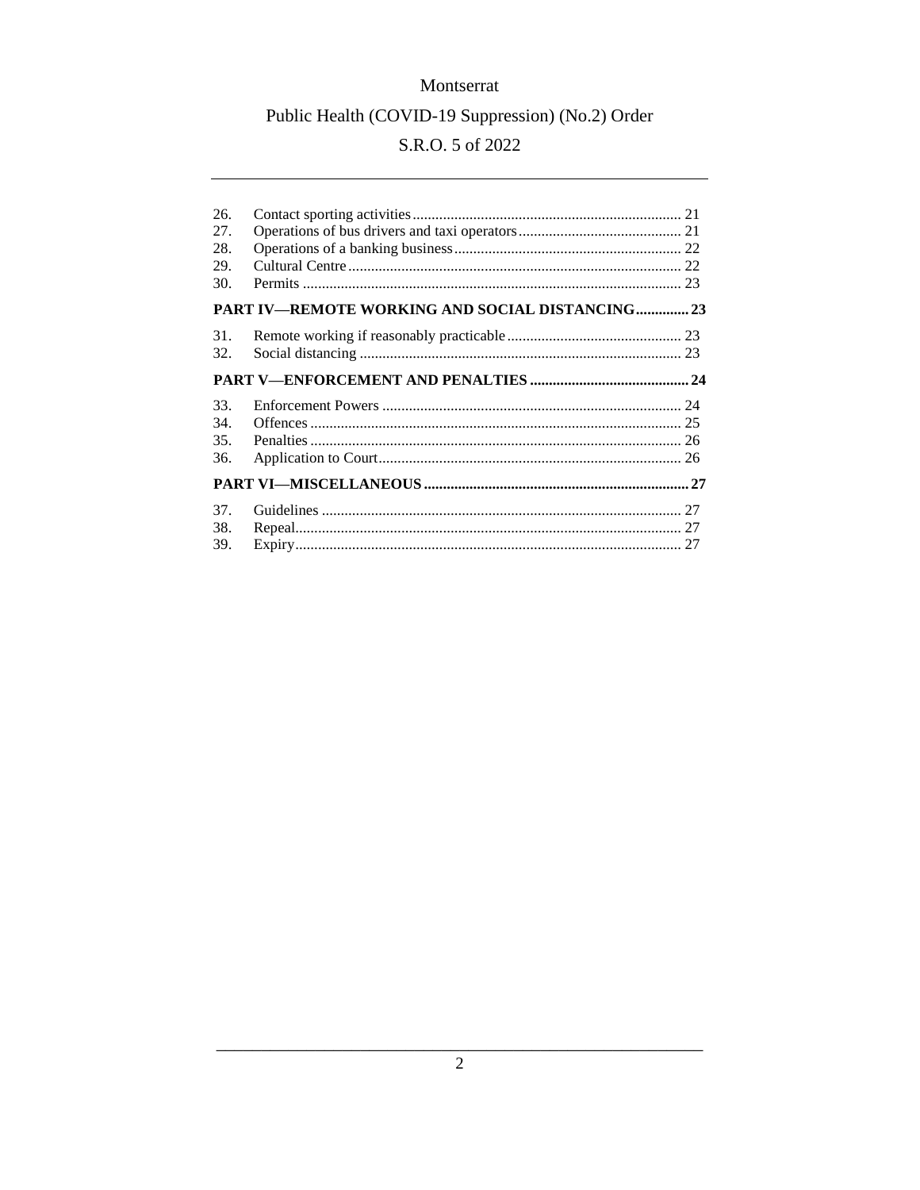26. Contact sporting activities ........ 21
27. Operations of bus drivers and taxi operators ........ 21
28. Operations of a banking business ........ 22
29. Cultural Centre ........ 22
30. Permits ........ 23

**PART IV—REMOTE WORKING AND SOCIAL DISTANCING ........ 23**

31. Remote working if reasonably practicable ........ 23
32. Social distancing ........ 23

**PART V—ENFORCEMENT AND PENALTIES ........ 24**

33. Enforcement Powers ........ 24
34. Offences ........ 25
35. Penalties ........ 26
36. Application to Court ........ 26

**PART VI—MISCELLANEOUS ........ 27**

37. Guidelines ........ 27
38. Repeal ........ 27
39. Expiry ........ 27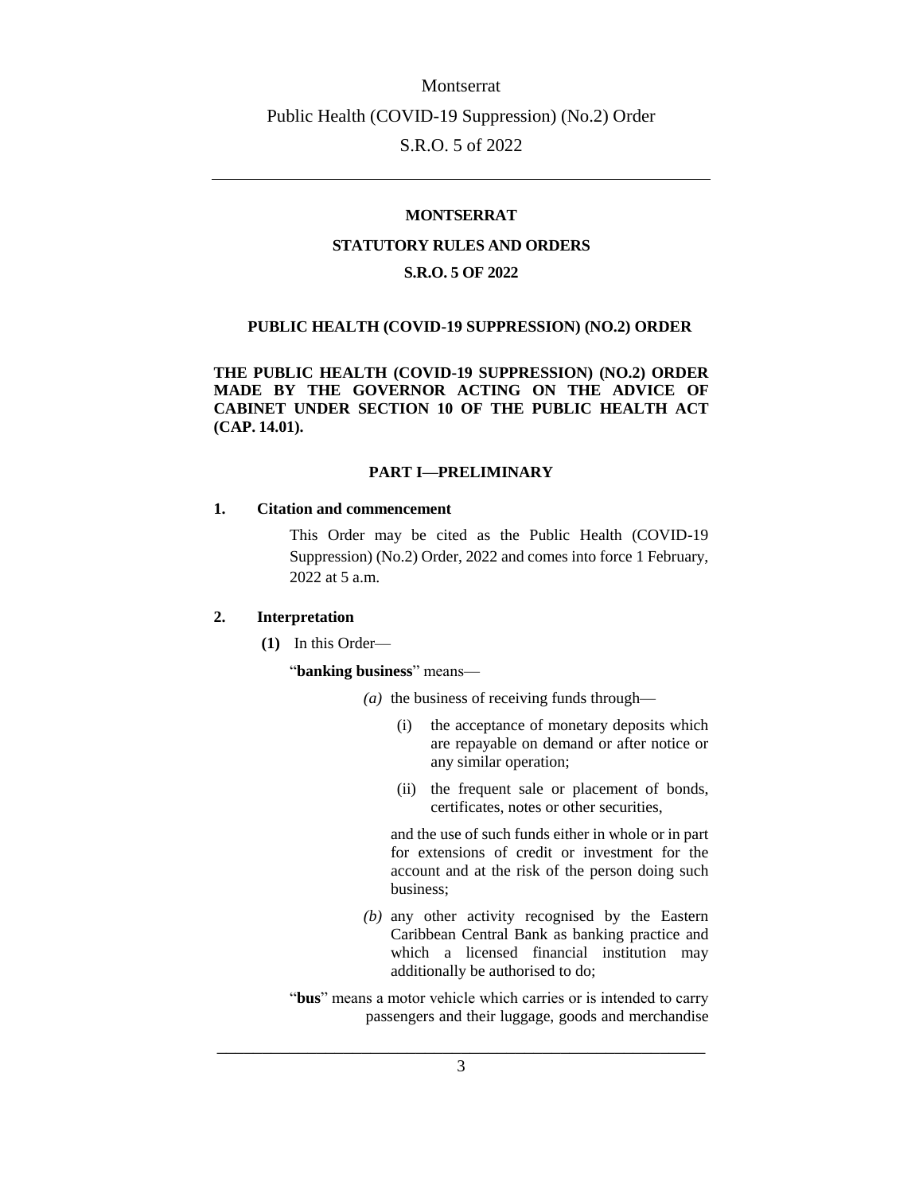**MONTSERRAT**

**STATUTORY RULES AND ORDERS**

**S.R.O. 5 OF 2022**

**PUBLIC HEALTH (COVID-19 SUPPRESSION) (NO.2) ORDER**

**THE PUBLIC HEALTH (COVID-19 SUPPRESSION) (NO.2) ORDER MADE BY THE GOVERNOR ACTING ON THE ADVICE OF CABINET UNDER SECTION 10 OF THE PUBLIC HEALTH ACT (CAP. 14.01).**

**PART I—PRELIMINARY**

**1. Citation and commencement**

This Order may be cited as the Public Health (COVID-19 Suppression) (No.2) Order, 2022 and comes into force 1 February, 2022 at 5 a.m.

**2. Interpretation**

**(1)** In this Order—

"**banking business**" means—

*(a)* the business of receiving funds through—

(i) the acceptance of monetary deposits which are repayable on demand or after notice or any similar operation;

(ii) the frequent sale or placement of bonds, certificates, notes or other securities,

and the use of such funds either in whole or in part for extensions of credit or investment for the account and at the risk of the person doing such business;

*(b)* any other activity recognised by the Eastern Caribbean Central Bank as banking practice and which a licensed financial institution may additionally be authorised to do;

"**bus**" means a motor vehicle which carries or is intended to carry passengers and their luggage, goods and merchandise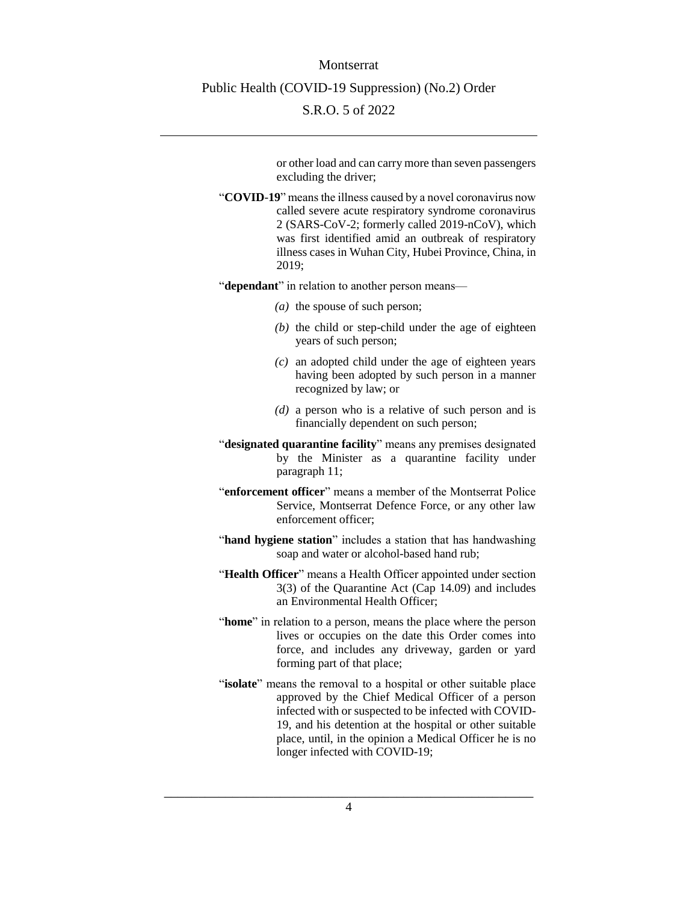or other load and can carry more than seven passengers excluding the driver;

"**COVID-19**" means the illness caused by a novel coronavirus now called severe acute respiratory syndrome coronavirus 2 (SARS-CoV-2; formerly called 2019-nCoV), which was first identified amid an outbreak of respiratory illness cases in Wuhan City, Hubei Province, China, in 2019;

"**dependant**" in relation to another person means—

*(a)* the spouse of such person;

*(b)* the child or step-child under the age of eighteen years of such person;

*(c)* an adopted child under the age of eighteen years having been adopted by such person in a manner recognized by law; or

*(d)* a person who is a relative of such person and is financially dependent on such person;

"**designated quarantine facility**" means any premises designated by the Minister as a quarantine facility under paragraph 11;

"**enforcement officer**" means a member of the Montserrat Police Service, Montserrat Defence Force, or any other law enforcement officer;

"**hand hygiene station**" includes a station that has handwashing soap and water or alcohol-based hand rub;

"**Health Officer**" means a Health Officer appointed under section 3(3) of the Quarantine Act (Cap 14.09) and includes an Environmental Health Officer;

"**home**" in relation to a person, means the place where the person lives or occupies on the date this Order comes into force, and includes any driveway, garden or yard forming part of that place;

"**isolate**" means the removal to a hospital or other suitable place approved by the Chief Medical Officer of a person infected with or suspected to be infected with COVID-19, and his detention at the hospital or other suitable place, until, in the opinion a Medical Officer he is no longer infected with COVID-19;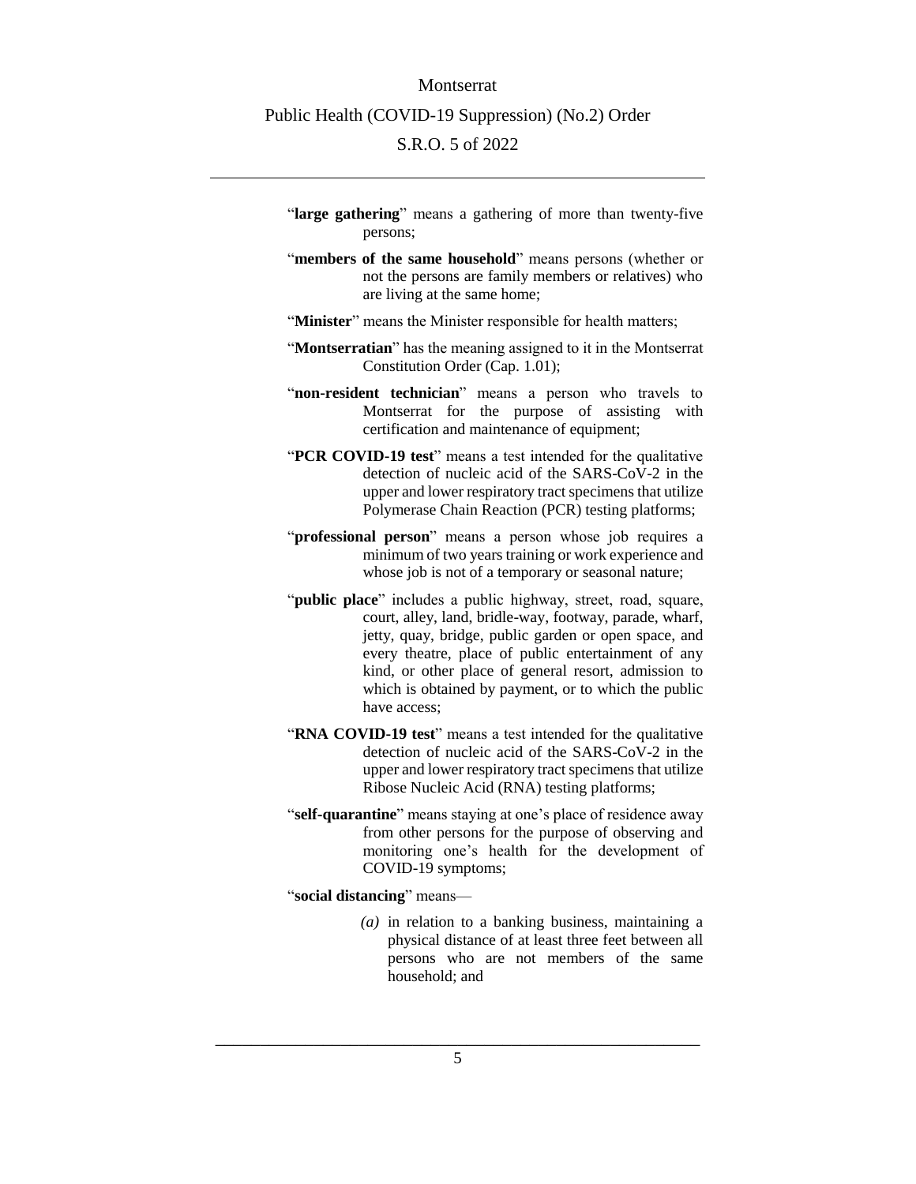"**large gathering**" means a gathering of more than twenty-five persons;

"**members of the same household**" means persons (whether or not the persons are family members or relatives) who are living at the same home;

"**Minister**" means the Minister responsible for health matters;

"**Montserratian**" has the meaning assigned to it in the Montserrat Constitution Order (Cap. 1.01);

"**non-resident technician**" means a person who travels to Montserrat for the purpose of assisting with certification and maintenance of equipment;

"**PCR COVID-19 test**" means a test intended for the qualitative detection of nucleic acid of the SARS-CoV-2 in the upper and lower respiratory tract specimens that utilize Polymerase Chain Reaction (PCR) testing platforms;

"**professional person**" means a person whose job requires a minimum of two years training or work experience and whose job is not of a temporary or seasonal nature;

"**public place**" includes a public highway, street, road, square, court, alley, land, bridle-way, footway, parade, wharf, jetty, quay, bridge, public garden or open space, and every theatre, place of public entertainment of any kind, or other place of general resort, admission to which is obtained by payment, or to which the public have access;

"**RNA COVID-19 test**" means a test intended for the qualitative detection of nucleic acid of the SARS-CoV-2 in the upper and lower respiratory tract specimens that utilize Ribose Nucleic Acid (RNA) testing platforms;

"**self-quarantine**" means staying at one's place of residence away from other persons for the purpose of observing and monitoring one's health for the development of COVID-19 symptoms;

"**social distancing**" means—

*(a)* in relation to a banking business, maintaining a physical distance of at least three feet between all persons who are not members of the same household; and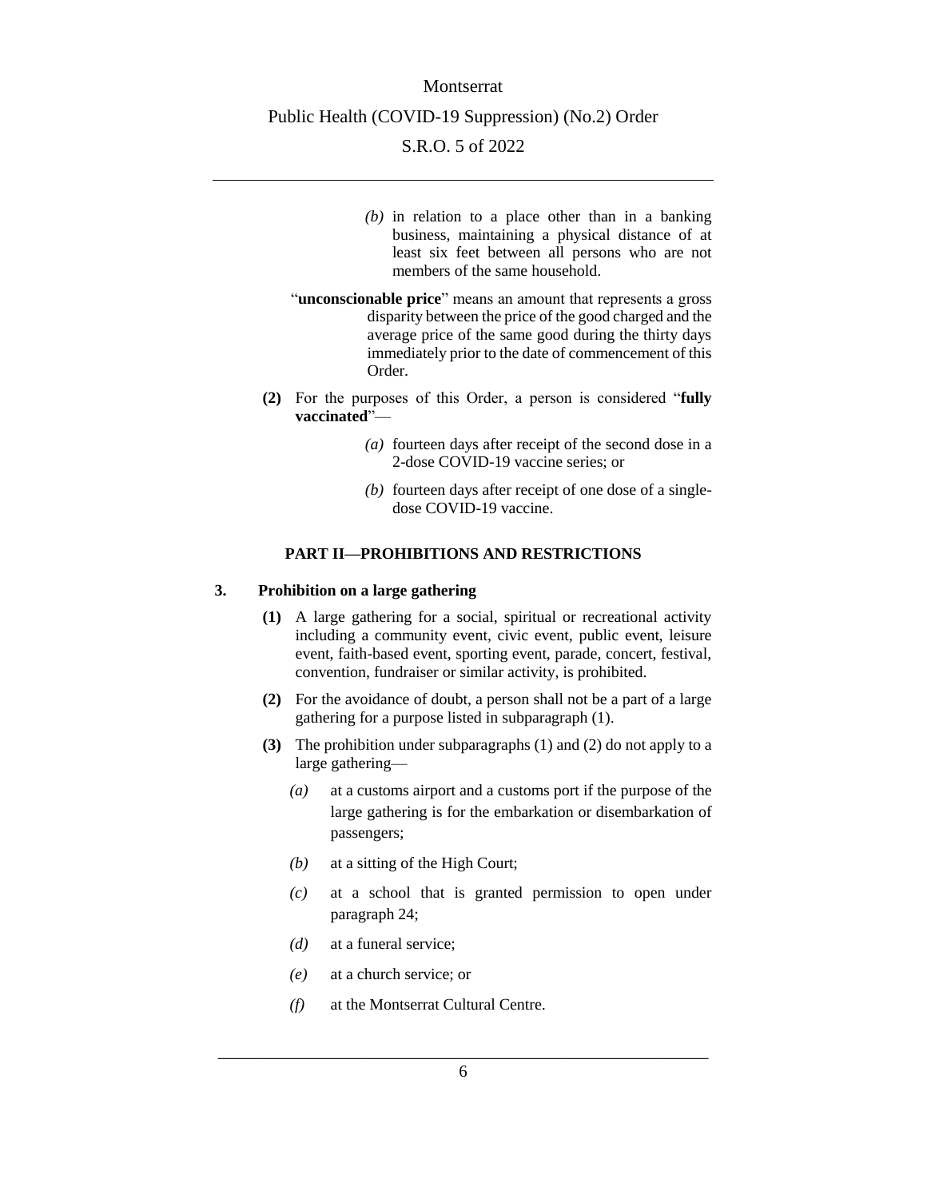(b) in relation to a place other than in a banking business, maintaining a physical distance of at least six feet between all persons who are not members of the same household.

"**unconscionable price**" means an amount that represents a gross disparity between the price of the good charged and the average price of the same good during the thirty days immediately prior to the date of commencement of this Order.

**(2)** For the purposes of this Order, a person is considered "**fully vaccinated**"—

(a) fourteen days after receipt of the second dose in a 2-dose COVID-19 vaccine series; or

(b) fourteen days after receipt of one dose of a single-dose COVID-19 vaccine.

## PART II—PROHIBITIONS AND RESTRICTIONS

### 3. Prohibition on a large gathering

**(1)** A large gathering for a social, spiritual or recreational activity including a community event, civic event, public event, leisure event, faith-based event, sporting event, parade, concert, festival, convention, fundraiser or similar activity, is prohibited.

**(2)** For the avoidance of doubt, a person shall not be a part of a large gathering for a purpose listed in subparagraph (1).

**(3)** The prohibition under subparagraphs (1) and (2) do not apply to a large gathering—

(a) at a customs airport and a customs port if the purpose of the large gathering is for the embarkation or disembarkation of passengers;

(b) at a sitting of the High Court;

(c) at a school that is granted permission to open under paragraph 24;

(d) at a funeral service;

(e) at a church service; or

(f) at the Montserrat Cultural Centre.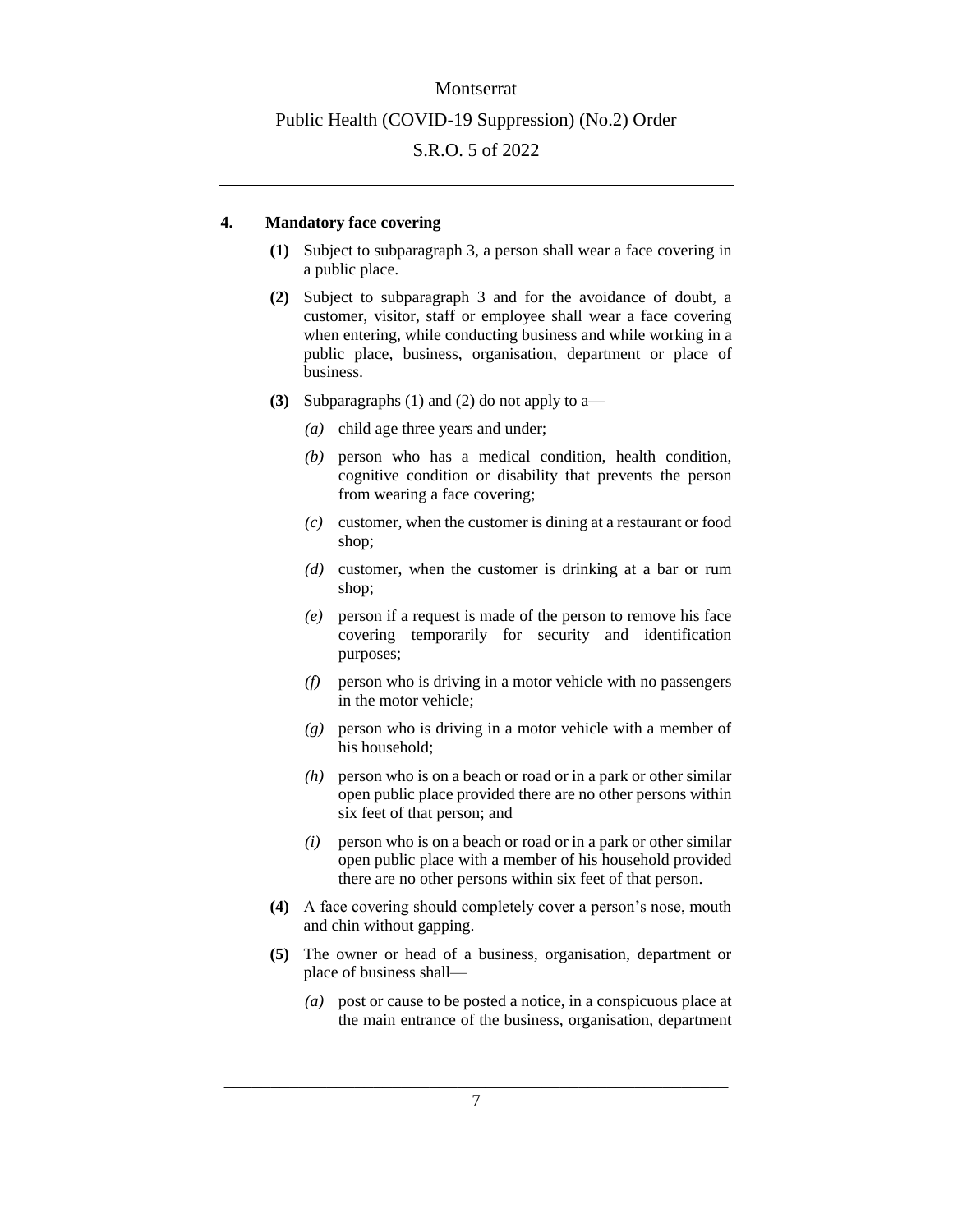**4. Mandatory face covering**

**(1)** Subject to subparagraph 3, a person shall wear a face covering in a public place.

**(2)** Subject to subparagraph 3 and for the avoidance of doubt, a customer, visitor, staff or employee shall wear a face covering when entering, while conducting business and while working in a public place, business, organisation, department or place of business.

**(3)** Subparagraphs (1) and (2) do not apply to a—

*(a)* child age three years and under;

*(b)* person who has a medical condition, health condition, cognitive condition or disability that prevents the person from wearing a face covering;

*(c)* customer, when the customer is dining at a restaurant or food shop;

*(d)* customer, when the customer is drinking at a bar or rum shop;

*(e)* person if a request is made of the person to remove his face covering temporarily for security and identification purposes;

*(f)* person who is driving in a motor vehicle with no passengers in the motor vehicle;

*(g)* person who is driving in a motor vehicle with a member of his household;

*(h)* person who is on a beach or road or in a park or other similar open public place provided there are no other persons within six feet of that person; and

*(i)* person who is on a beach or road or in a park or other similar open public place with a member of his household provided there are no other persons within six feet of that person.

**(4)** A face covering should completely cover a person's nose, mouth and chin without gapping.

**(5)** The owner or head of a business, organisation, department or place of business shall—

*(a)* post or cause to be posted a notice, in a conspicuous place at the main entrance of the business, organisation, department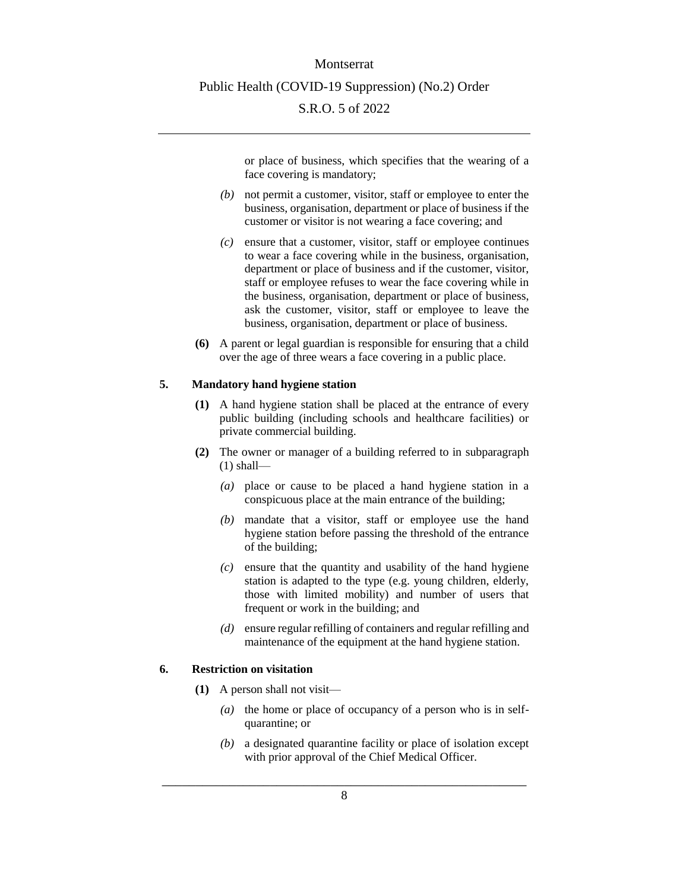or place of business, which specifies that the wearing of a face covering is mandatory;

*(b)* not permit a customer, visitor, staff or employee to enter the business, organisation, department or place of business if the customer or visitor is not wearing a face covering; and

*(c)* ensure that a customer, visitor, staff or employee continues to wear a face covering while in the business, organisation, department or place of business and if the customer, visitor, staff or employee refuses to wear the face covering while in the business, organisation, department or place of business, ask the customer, visitor, staff or employee to leave the business, organisation, department or place of business.

**(6)** A parent or legal guardian is responsible for ensuring that a child over the age of three wears a face covering in a public place.

## 5. Mandatory hand hygiene station

**(1)** A hand hygiene station shall be placed at the entrance of every public building (including schools and healthcare facilities) or private commercial building.

**(2)** The owner or manager of a building referred to in subparagraph (1) shall—

*(a)* place or cause to be placed a hand hygiene station in a conspicuous place at the main entrance of the building;

*(b)* mandate that a visitor, staff or employee use the hand hygiene station before passing the threshold of the entrance of the building;

*(c)* ensure that the quantity and usability of the hand hygiene station is adapted to the type (e.g. young children, elderly, those with limited mobility) and number of users that frequent or work in the building; and

*(d)* ensure regular refilling of containers and regular refilling and maintenance of the equipment at the hand hygiene station.

## 6. Restriction on visitation

**(1)** A person shall not visit—

*(a)* the home or place of occupancy of a person who is in self-quarantine; or

*(b)* a designated quarantine facility or place of isolation except with prior approval of the Chief Medical Officer.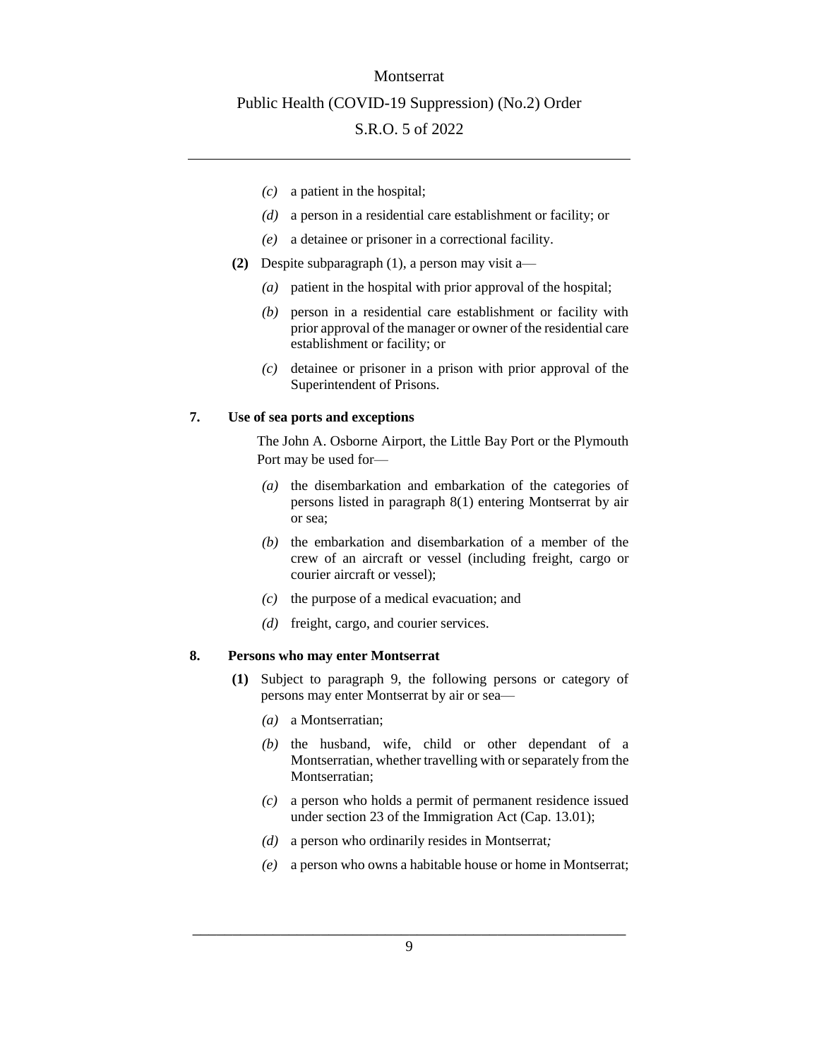*(c)* a patient in the hospital;

*(d)* a person in a residential care establishment or facility; or

*(e)* a detainee or prisoner in a correctional facility.

**(2)** Despite subparagraph (1), a person may visit a—

*(a)* patient in the hospital with prior approval of the hospital;

*(b)* person in a residential care establishment or facility with prior approval of the manager or owner of the residential care establishment or facility; or

*(c)* detainee or prisoner in a prison with prior approval of the Superintendent of Prisons.

## 7. Use of sea ports and exceptions

The John A. Osborne Airport, the Little Bay Port or the Plymouth Port may be used for—

*(a)* the disembarkation and embarkation of the categories of persons listed in paragraph 8(1) entering Montserrat by air or sea;

*(b)* the embarkation and disembarkation of a member of the crew of an aircraft or vessel (including freight, cargo or courier aircraft or vessel);

*(c)* the purpose of a medical evacuation; and

*(d)* freight, cargo, and courier services.

## 8. Persons who may enter Montserrat

**(1)** Subject to paragraph 9, the following persons or category of persons may enter Montserrat by air or sea—

*(a)* a Montserratian;

*(b)* the husband, wife, child or other dependant of a Montserratian, whether travelling with or separately from the Montserratian;

*(c)* a person who holds a permit of permanent residence issued under section 23 of the Immigration Act (Cap. 13.01);

*(d)* a person who ordinarily resides in Montserrat;

*(e)* a person who owns a habitable house or home in Montserrat;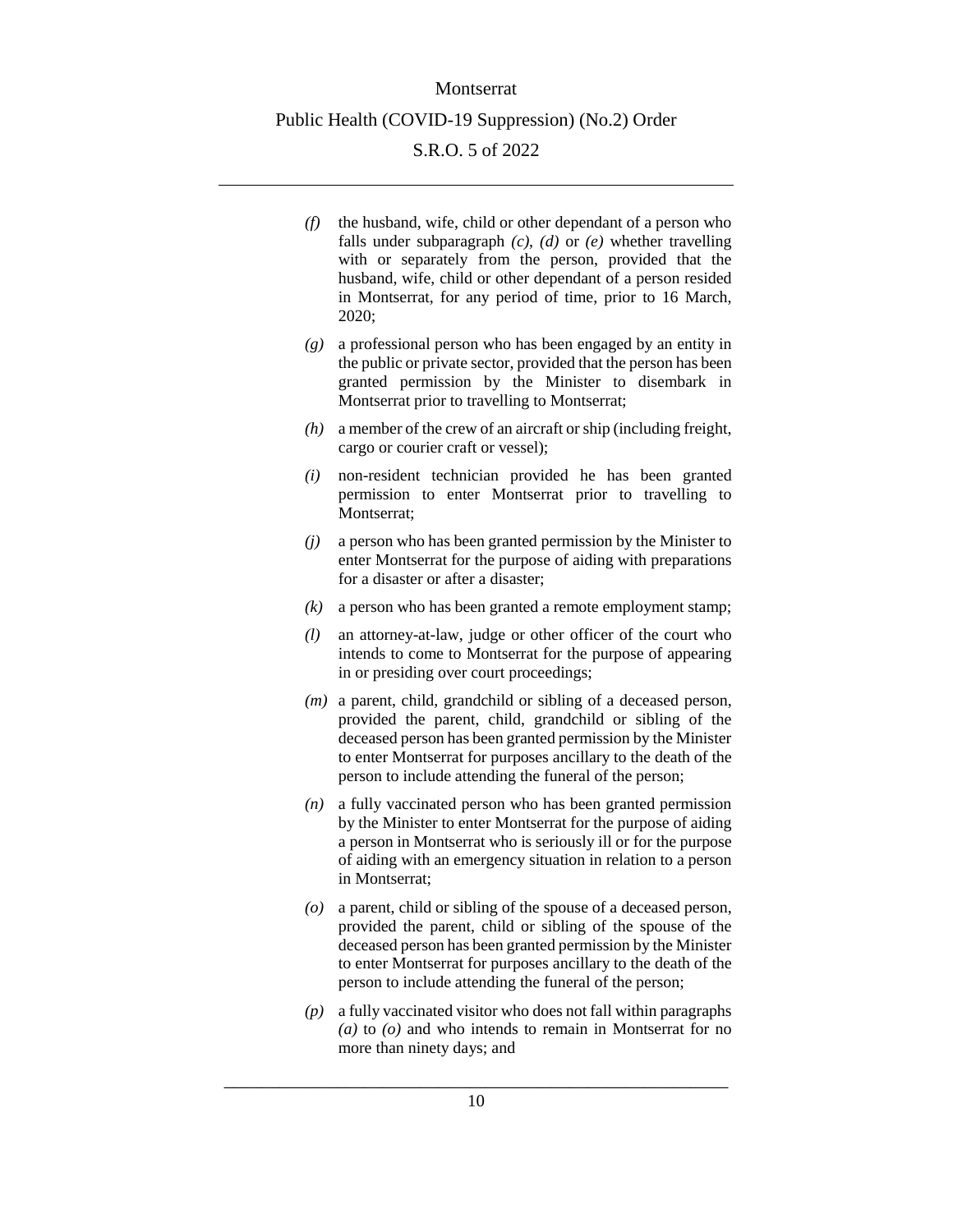*(f)* the husband, wife, child or other dependant of a person who falls under subparagraph *(c)*, *(d)* or *(e)* whether travelling with or separately from the person, provided that the husband, wife, child or other dependant of a person resided in Montserrat, for any period of time, prior to 16 March, 2020;

*(g)* a professional person who has been engaged by an entity in the public or private sector, provided that the person has been granted permission by the Minister to disembark in Montserrat prior to travelling to Montserrat;

*(h)* a member of the crew of an aircraft or ship (including freight, cargo or courier craft or vessel);

*(i)* non-resident technician provided he has been granted permission to enter Montserrat prior to travelling to Montserrat;

*(j)* a person who has been granted permission by the Minister to enter Montserrat for the purpose of aiding with preparations for a disaster or after a disaster;

*(k)* a person who has been granted a remote employment stamp;

*(l)* an attorney-at-law, judge or other officer of the court who intends to come to Montserrat for the purpose of appearing in or presiding over court proceedings;

*(m)* a parent, child, grandchild or sibling of a deceased person, provided the parent, child, grandchild or sibling of the deceased person has been granted permission by the Minister to enter Montserrat for purposes ancillary to the death of the person to include attending the funeral of the person;

*(n)* a fully vaccinated person who has been granted permission by the Minister to enter Montserrat for the purpose of aiding a person in Montserrat who is seriously ill or for the purpose of aiding with an emergency situation in relation to a person in Montserrat;

*(o)* a parent, child or sibling of the spouse of a deceased person, provided the parent, child or sibling of the spouse of the deceased person has been granted permission by the Minister to enter Montserrat for purposes ancillary to the death of the person to include attending the funeral of the person;

*(p)* a fully vaccinated visitor who does not fall within paragraphs *(a)* to *(o)* and who intends to remain in Montserrat for no more than ninety days; and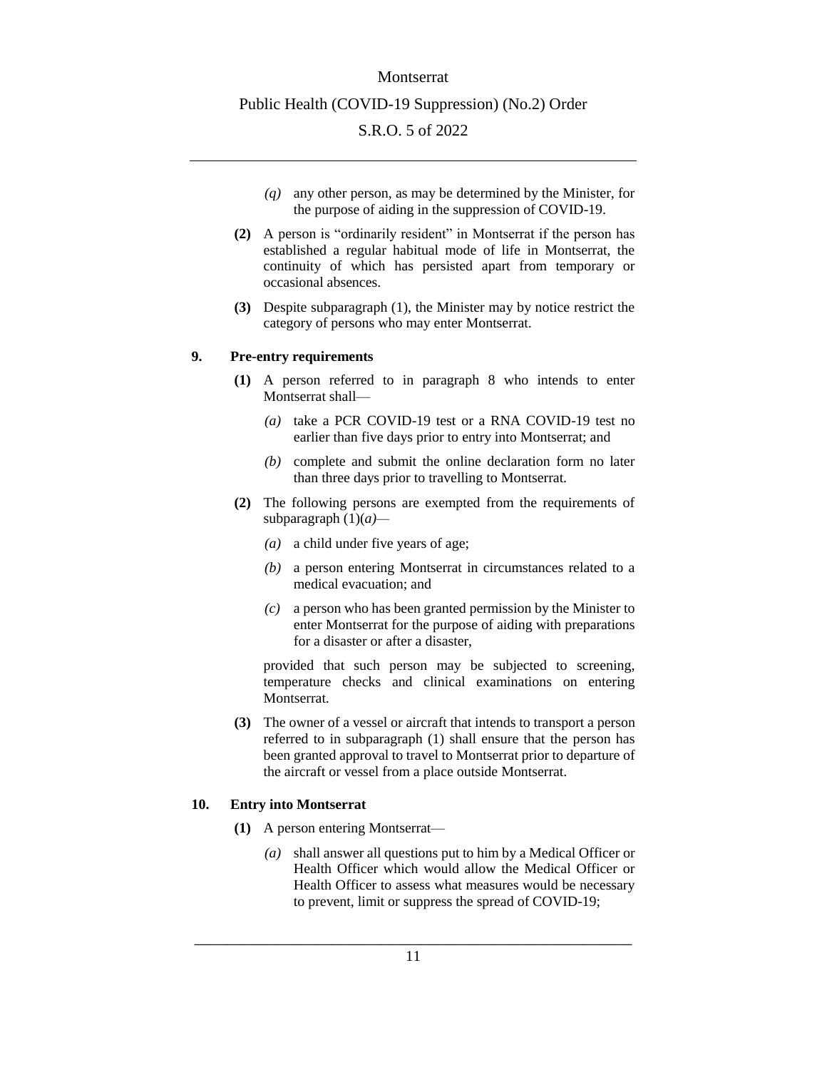*(q)* any other person, as may be determined by the Minister, for the purpose of aiding in the suppression of COVID-19.

**(2)** A person is "ordinarily resident" in Montserrat if the person has established a regular habitual mode of life in Montserrat, the continuity of which has persisted apart from temporary or occasional absences.

**(3)** Despite subparagraph (1), the Minister may by notice restrict the category of persons who may enter Montserrat.

**9. Pre-entry requirements**

**(1)** A person referred to in paragraph 8 who intends to enter Montserrat shall—

*(a)* take a PCR COVID-19 test or a RNA COVID-19 test no earlier than five days prior to entry into Montserrat; and

*(b)* complete and submit the online declaration form no later than three days prior to travelling to Montserrat.

**(2)** The following persons are exempted from the requirements of subparagraph (1)*(a)*—

*(a)* a child under five years of age;

*(b)* a person entering Montserrat in circumstances related to a medical evacuation; and

*(c)* a person who has been granted permission by the Minister to enter Montserrat for the purpose of aiding with preparations for a disaster or after a disaster,

provided that such person may be subjected to screening, temperature checks and clinical examinations on entering Montserrat.

**(3)** The owner of a vessel or aircraft that intends to transport a person referred to in subparagraph (1) shall ensure that the person has been granted approval to travel to Montserrat prior to departure of the aircraft or vessel from a place outside Montserrat.

**10. Entry into Montserrat**

**(1)** A person entering Montserrat—

*(a)* shall answer all questions put to him by a Medical Officer or Health Officer which would allow the Medical Officer or Health Officer to assess what measures would be necessary to prevent, limit or suppress the spread of COVID-19;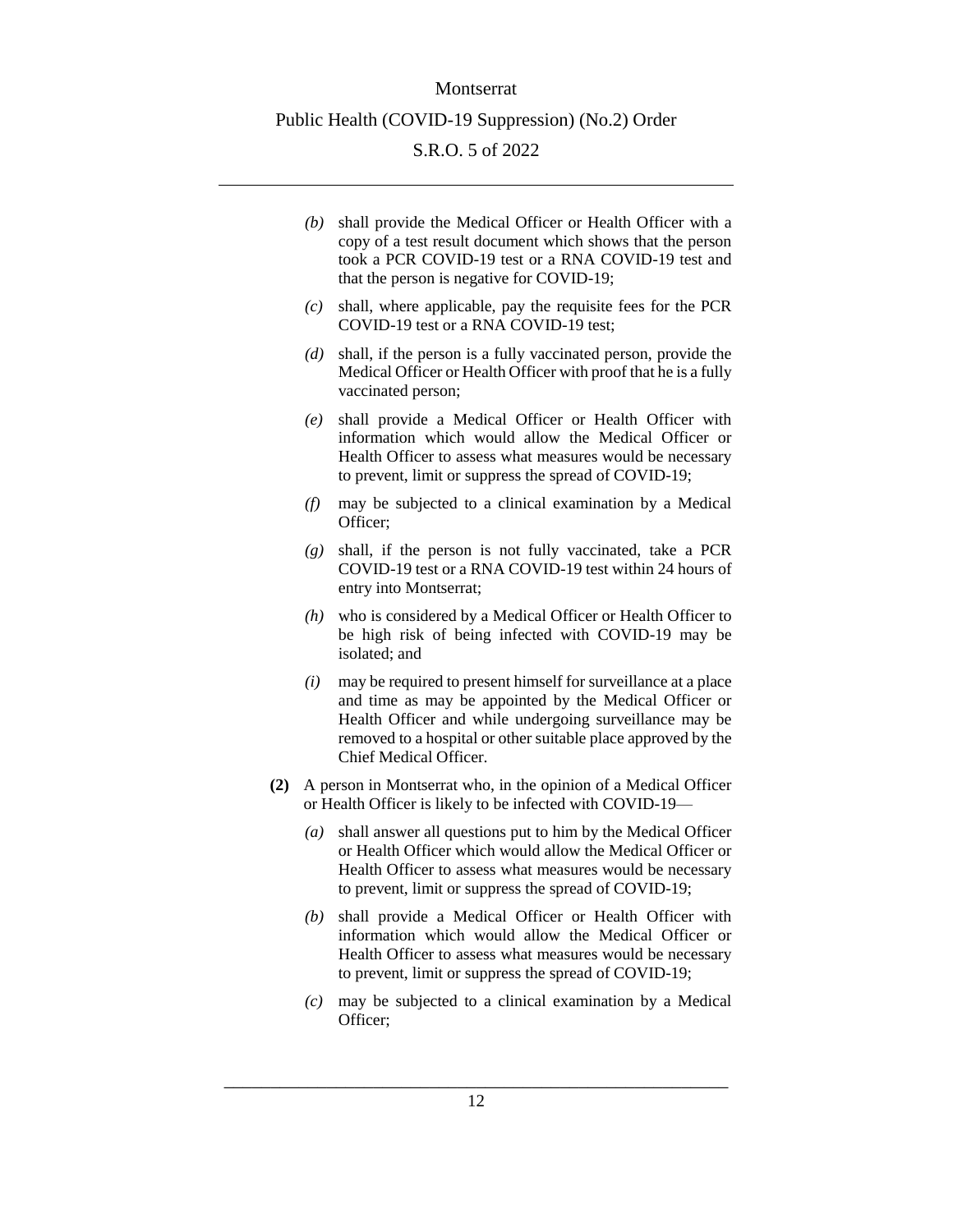*(b)* shall provide the Medical Officer or Health Officer with a copy of a test result document which shows that the person took a PCR COVID-19 test or a RNA COVID-19 test and that the person is negative for COVID-19;

*(c)* shall, where applicable, pay the requisite fees for the PCR COVID-19 test or a RNA COVID-19 test;

*(d)* shall, if the person is a fully vaccinated person, provide the Medical Officer or Health Officer with proof that he is a fully vaccinated person;

*(e)* shall provide a Medical Officer or Health Officer with information which would allow the Medical Officer or Health Officer to assess what measures would be necessary to prevent, limit or suppress the spread of COVID-19;

*(f)* may be subjected to a clinical examination by a Medical Officer;

*(g)* shall, if the person is not fully vaccinated, take a PCR COVID-19 test or a RNA COVID-19 test within 24 hours of entry into Montserrat;

*(h)* who is considered by a Medical Officer or Health Officer to be high risk of being infected with COVID-19 may be isolated; and

*(i)* may be required to present himself for surveillance at a place and time as may be appointed by the Medical Officer or Health Officer and while undergoing surveillance may be removed to a hospital or other suitable place approved by the Chief Medical Officer.

**(2)** A person in Montserrat who, in the opinion of a Medical Officer or Health Officer is likely to be infected with COVID-19—

*(a)* shall answer all questions put to him by the Medical Officer or Health Officer which would allow the Medical Officer or Health Officer to assess what measures would be necessary to prevent, limit or suppress the spread of COVID-19;

*(b)* shall provide a Medical Officer or Health Officer with information which would allow the Medical Officer or Health Officer to assess what measures would be necessary to prevent, limit or suppress the spread of COVID-19;

*(c)* may be subjected to a clinical examination by a Medical Officer;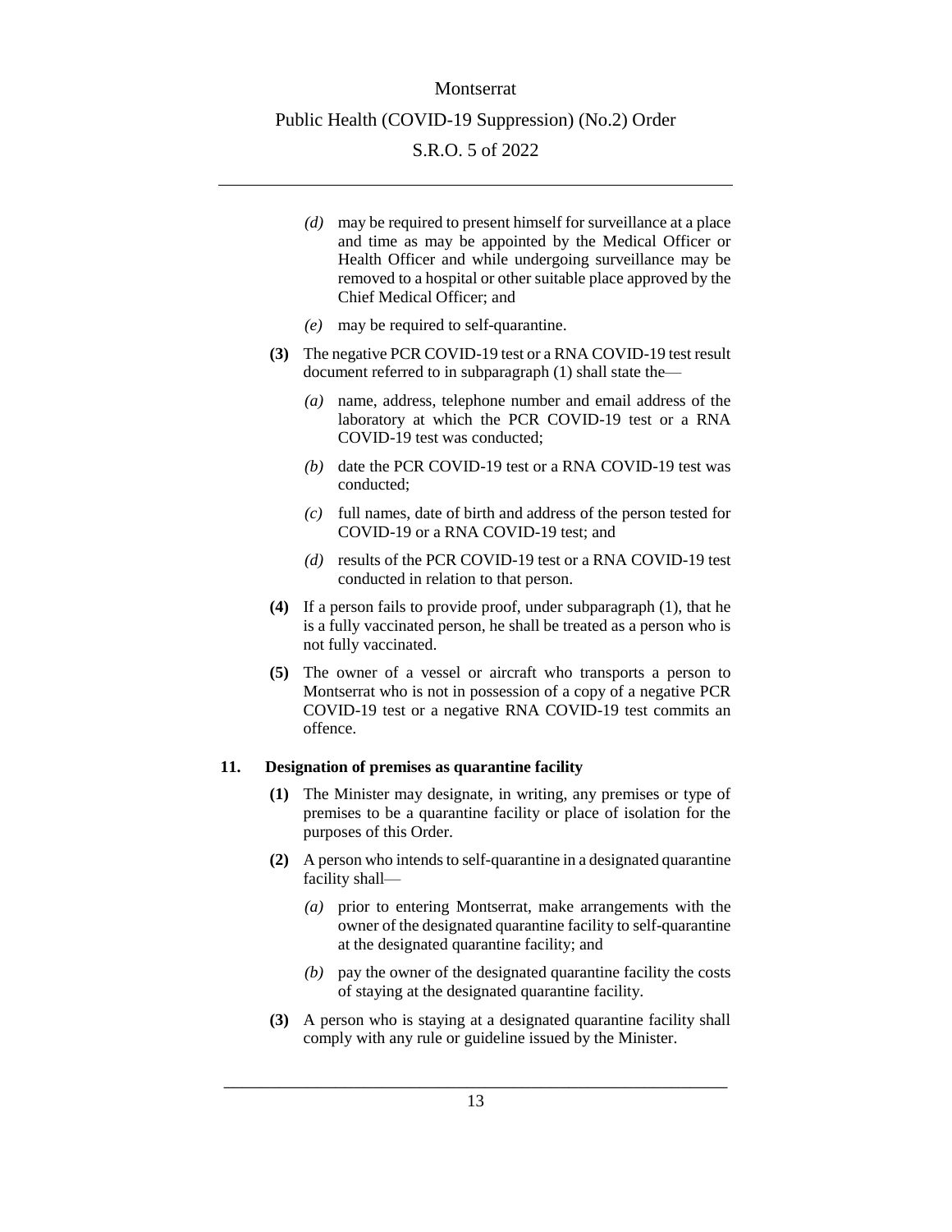(d) may be required to present himself for surveillance at a place and time as may be appointed by the Medical Officer or Health Officer and while undergoing surveillance may be removed to a hospital or other suitable place approved by the Chief Medical Officer; and

(e) may be required to self-quarantine.

**(3)** The negative PCR COVID-19 test or a RNA COVID-19 test result document referred to in subparagraph (1) shall state the—

(a) name, address, telephone number and email address of the laboratory at which the PCR COVID-19 test or a RNA COVID-19 test was conducted;

(b) date the PCR COVID-19 test or a RNA COVID-19 test was conducted;

(c) full names, date of birth and address of the person tested for COVID-19 or a RNA COVID-19 test; and

(d) results of the PCR COVID-19 test or a RNA COVID-19 test conducted in relation to that person.

**(4)** If a person fails to provide proof, under subparagraph (1), that he is a fully vaccinated person, he shall be treated as a person who is not fully vaccinated.

**(5)** The owner of a vessel or aircraft who transports a person to Montserrat who is not in possession of a copy of a negative PCR COVID-19 test or a negative RNA COVID-19 test commits an offence.

### 11. Designation of premises as quarantine facility

**(1)** The Minister may designate, in writing, any premises or type of premises to be a quarantine facility or place of isolation for the purposes of this Order.

**(2)** A person who intends to self-quarantine in a designated quarantine facility shall—

(a) prior to entering Montserrat, make arrangements with the owner of the designated quarantine facility to self-quarantine at the designated quarantine facility; and

(b) pay the owner of the designated quarantine facility the costs of staying at the designated quarantine facility.

**(3)** A person who is staying at a designated quarantine facility shall comply with any rule or guideline issued by the Minister.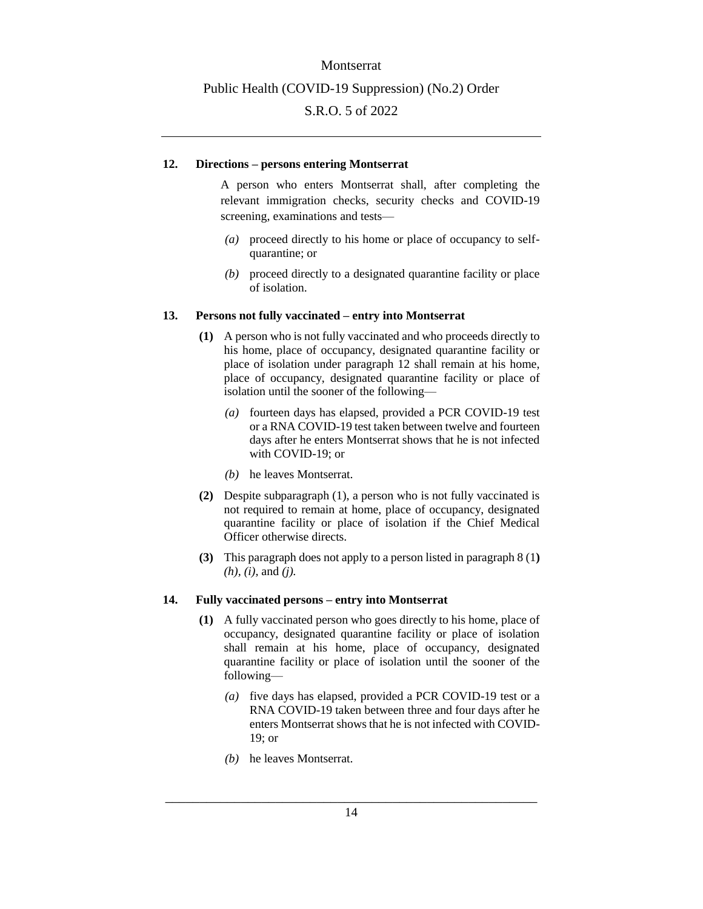**12. Directions – persons entering Montserrat**

A person who enters Montserrat shall, after completing the relevant immigration checks, security checks and COVID-19 screening, examinations and tests—

*(a)* proceed directly to his home or place of occupancy to self-quarantine; or

*(b)* proceed directly to a designated quarantine facility or place of isolation.

**13. Persons not fully vaccinated – entry into Montserrat**

**(1)** A person who is not fully vaccinated and who proceeds directly to his home, place of occupancy, designated quarantine facility or place of isolation under paragraph 12 shall remain at his home, place of occupancy, designated quarantine facility or place of isolation until the sooner of the following—

*(a)* fourteen days has elapsed, provided a PCR COVID-19 test or a RNA COVID-19 test taken between twelve and fourteen days after he enters Montserrat shows that he is not infected with COVID-19; or

*(b)* he leaves Montserrat.

**(2)** Despite subparagraph (1), a person who is not fully vaccinated is not required to remain at home, place of occupancy, designated quarantine facility or place of isolation if the Chief Medical Officer otherwise directs.

**(3)** This paragraph does not apply to a person listed in paragraph 8 (1**)** *(h)*, *(i)*, and *(j)*.

**14. Fully vaccinated persons – entry into Montserrat**

**(1)** A fully vaccinated person who goes directly to his home, place of occupancy, designated quarantine facility or place of isolation shall remain at his home, place of occupancy, designated quarantine facility or place of isolation until the sooner of the following—

*(a)* five days has elapsed, provided a PCR COVID-19 test or a RNA COVID-19 taken between three and four days after he enters Montserrat shows that he is not infected with COVID-19; or

*(b)* he leaves Montserrat.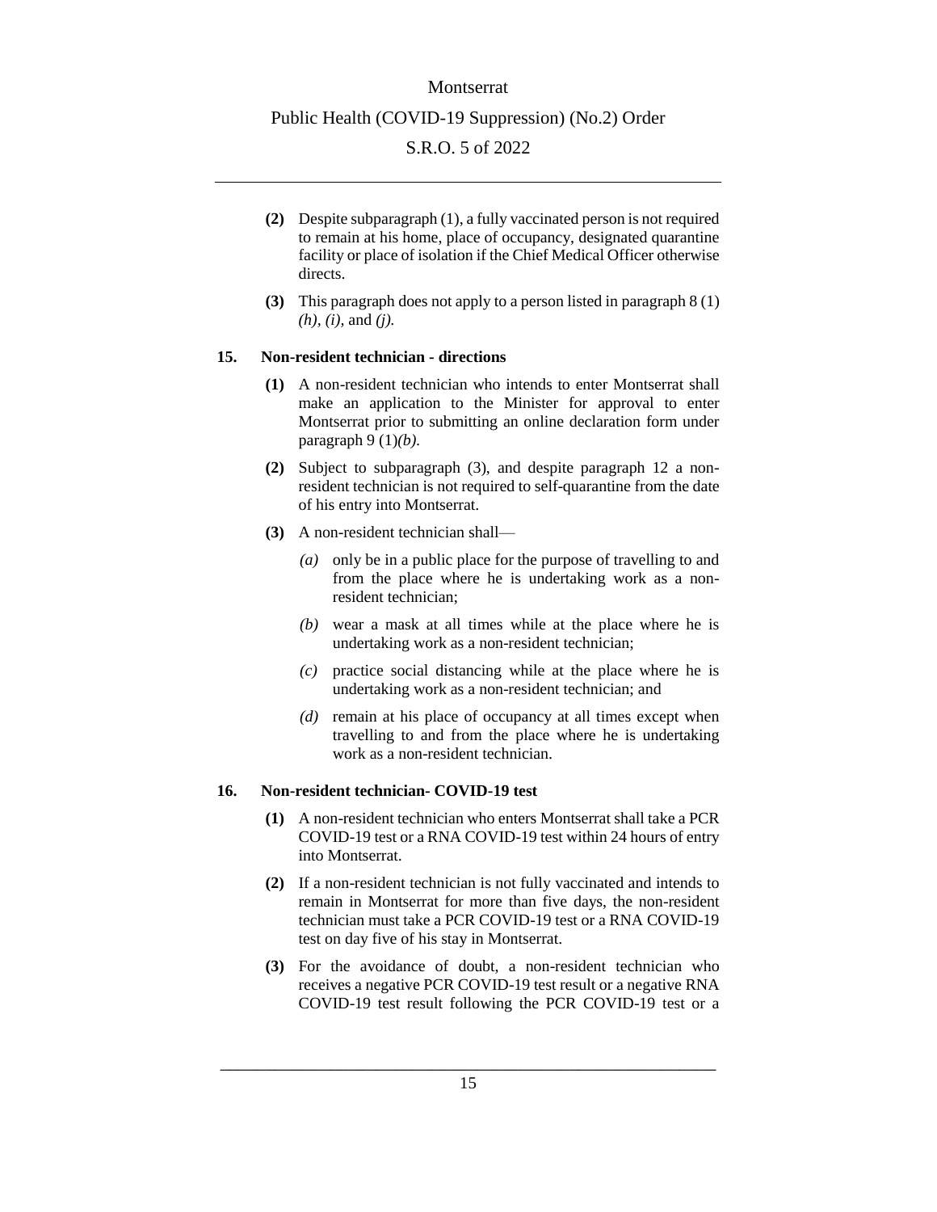**(2)** Despite subparagraph (1), a fully vaccinated person is not required to remain at his home, place of occupancy, designated quarantine facility or place of isolation if the Chief Medical Officer otherwise directs.

**(3)** This paragraph does not apply to a person listed in paragraph 8 (1) *(h)*, *(i)*, and *(j)*.

### 15. Non-resident technician - directions

**(1)** A non-resident technician who intends to enter Montserrat shall make an application to the Minister for approval to enter Montserrat prior to submitting an online declaration form under paragraph 9 (1)*(b)*.

**(2)** Subject to subparagraph (3), and despite paragraph 12 a non-resident technician is not required to self-quarantine from the date of his entry into Montserrat.

**(3)** A non-resident technician shall—

*(a)* only be in a public place for the purpose of travelling to and from the place where he is undertaking work as a non-resident technician;

*(b)* wear a mask at all times while at the place where he is undertaking work as a non-resident technician;

*(c)* practice social distancing while at the place where he is undertaking work as a non-resident technician; and

*(d)* remain at his place of occupancy at all times except when travelling to and from the place where he is undertaking work as a non-resident technician.

### 16. Non-resident technician- COVID-19 test

**(1)** A non-resident technician who enters Montserrat shall take a PCR COVID-19 test or a RNA COVID-19 test within 24 hours of entry into Montserrat.

**(2)** If a non-resident technician is not fully vaccinated and intends to remain in Montserrat for more than five days, the non-resident technician must take a PCR COVID-19 test or a RNA COVID-19 test on day five of his stay in Montserrat.

**(3)** For the avoidance of doubt, a non-resident technician who receives a negative PCR COVID-19 test result or a negative RNA COVID-19 test result following the PCR COVID-19 test or a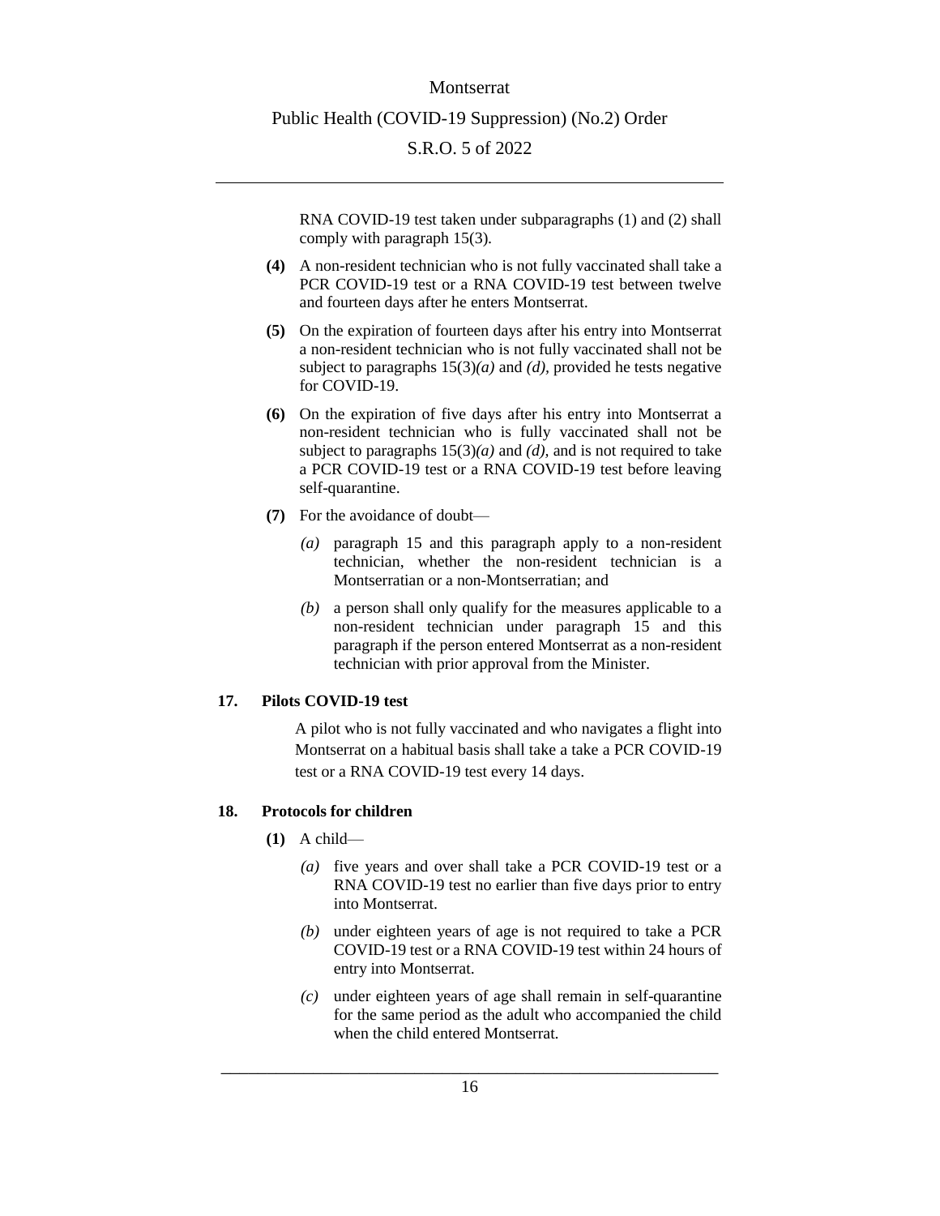RNA COVID-19 test taken under subparagraphs (1) and (2) shall comply with paragraph 15(3).

**(4)** A non-resident technician who is not fully vaccinated shall take a PCR COVID-19 test or a RNA COVID-19 test between twelve and fourteen days after he enters Montserrat.

**(5)** On the expiration of fourteen days after his entry into Montserrat a non-resident technician who is not fully vaccinated shall not be subject to paragraphs 15(3)*(a)* and *(d)*, provided he tests negative for COVID-19.

**(6)** On the expiration of five days after his entry into Montserrat a non-resident technician who is fully vaccinated shall not be subject to paragraphs 15(3)*(a)* and *(d)*, and is not required to take a PCR COVID-19 test or a RNA COVID-19 test before leaving self-quarantine.

**(7)** For the avoidance of doubt—

*(a)* paragraph 15 and this paragraph apply to a non-resident technician, whether the non-resident technician is a Montserratian or a non-Montserratian; and

*(b)* a person shall only qualify for the measures applicable to a non-resident technician under paragraph 15 and this paragraph if the person entered Montserrat as a non-resident technician with prior approval from the Minister.

**17. Pilots COVID-19 test**

A pilot who is not fully vaccinated and who navigates a flight into Montserrat on a habitual basis shall take a take a PCR COVID-19 test or a RNA COVID-19 test every 14 days.

**18. Protocols for children**

**(1)** A child—

*(a)* five years and over shall take a PCR COVID-19 test or a RNA COVID-19 test no earlier than five days prior to entry into Montserrat.

*(b)* under eighteen years of age is not required to take a PCR COVID-19 test or a RNA COVID-19 test within 24 hours of entry into Montserrat.

*(c)* under eighteen years of age shall remain in self-quarantine for the same period as the adult who accompanied the child when the child entered Montserrat.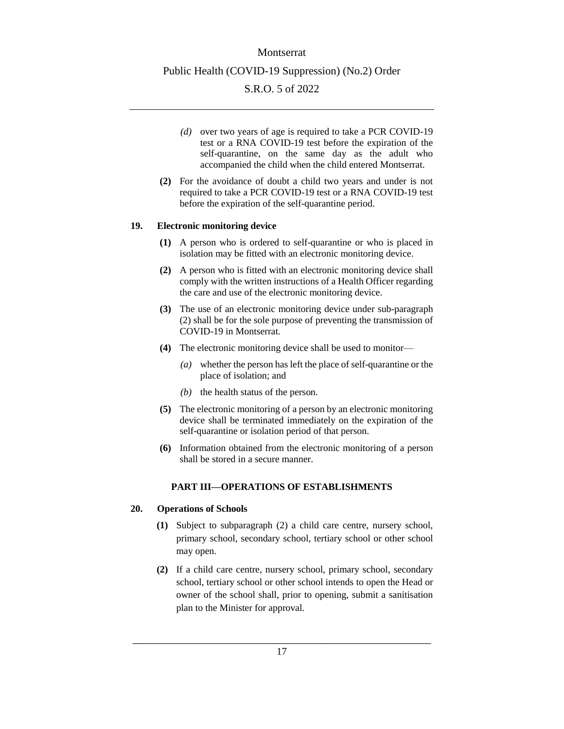*(d)* over two years of age is required to take a PCR COVID-19 test or a RNA COVID-19 test before the expiration of the self-quarantine, on the same day as the adult who accompanied the child when the child entered Montserrat.

**(2)** For the avoidance of doubt a child two years and under is not required to take a PCR COVID-19 test or a RNA COVID-19 test before the expiration of the self-quarantine period.

**19. Electronic monitoring device**

**(1)** A person who is ordered to self-quarantine or who is placed in isolation may be fitted with an electronic monitoring device.

**(2)** A person who is fitted with an electronic monitoring device shall comply with the written instructions of a Health Officer regarding the care and use of the electronic monitoring device.

**(3)** The use of an electronic monitoring device under sub-paragraph (2) shall be for the sole purpose of preventing the transmission of COVID-19 in Montserrat.

**(4)** The electronic monitoring device shall be used to monitor—

*(a)* whether the person has left the place of self-quarantine or the place of isolation; and

*(b)* the health status of the person.

**(5)** The electronic monitoring of a person by an electronic monitoring device shall be terminated immediately on the expiration of the self-quarantine or isolation period of that person.

**(6)** Information obtained from the electronic monitoring of a person shall be stored in a secure manner.

## PART III—OPERATIONS OF ESTABLISHMENTS

**20. Operations of Schools**

**(1)** Subject to subparagraph (2) a child care centre, nursery school, primary school, secondary school, tertiary school or other school may open.

**(2)** If a child care centre, nursery school, primary school, secondary school, tertiary school or other school intends to open the Head or owner of the school shall, prior to opening, submit a sanitisation plan to the Minister for approval.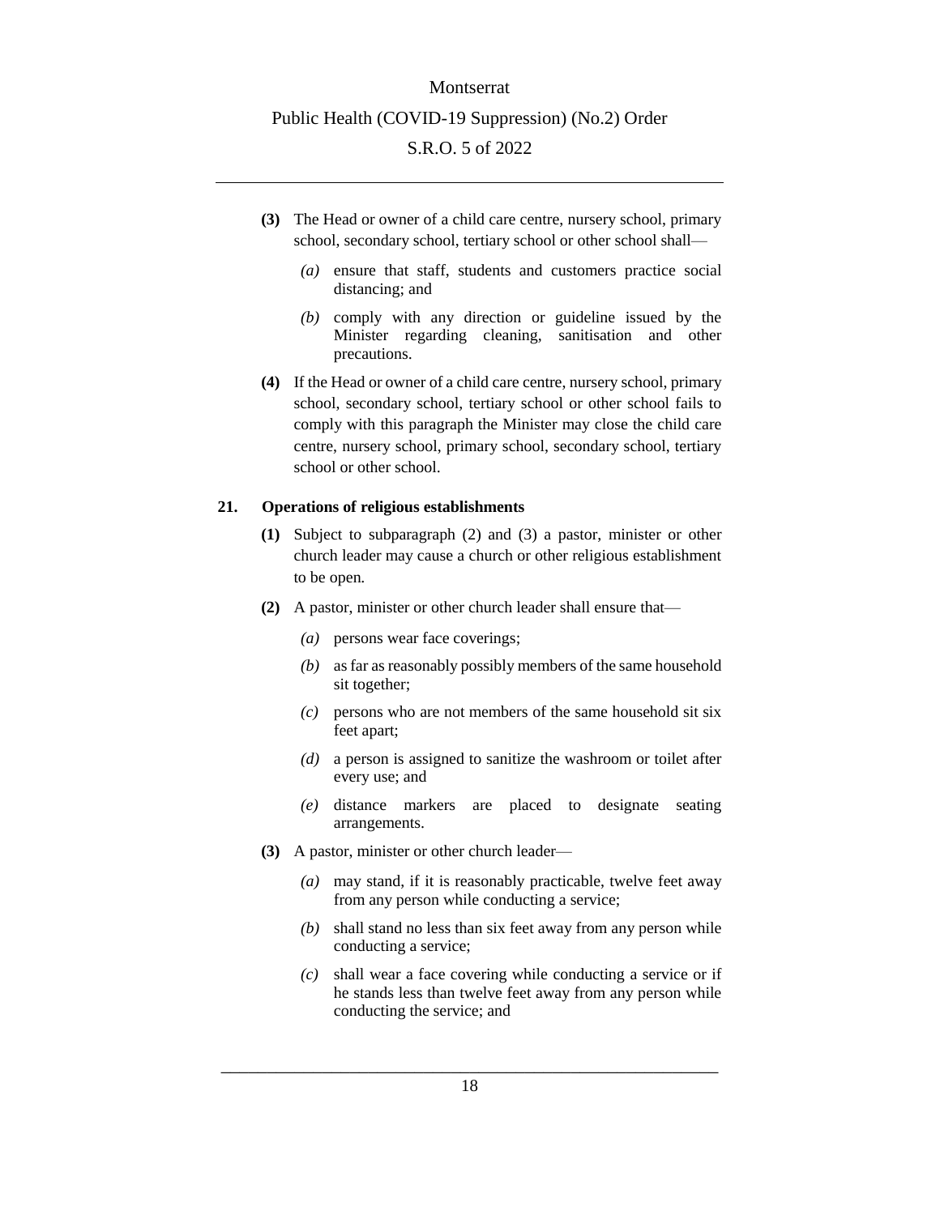**(3)** The Head or owner of a child care centre, nursery school, primary school, secondary school, tertiary school or other school shall—

*(a)* ensure that staff, students and customers practice social distancing; and

*(b)* comply with any direction or guideline issued by the Minister regarding cleaning, sanitisation and other precautions.

**(4)** If the Head or owner of a child care centre, nursery school, primary school, secondary school, tertiary school or other school fails to comply with this paragraph the Minister may close the child care centre, nursery school, primary school, secondary school, tertiary school or other school.

### 21. Operations of religious establishments

**(1)** Subject to subparagraph (2) and (3) a pastor, minister or other church leader may cause a church or other religious establishment to be open.

**(2)** A pastor, minister or other church leader shall ensure that—

*(a)* persons wear face coverings;

*(b)* as far as reasonably possibly members of the same household sit together;

*(c)* persons who are not members of the same household sit six feet apart;

*(d)* a person is assigned to sanitize the washroom or toilet after every use; and

*(e)* distance markers are placed to designate seating arrangements.

**(3)** A pastor, minister or other church leader—

*(a)* may stand, if it is reasonably practicable, twelve feet away from any person while conducting a service;

*(b)* shall stand no less than six feet away from any person while conducting a service;

*(c)* shall wear a face covering while conducting a service or if he stands less than twelve feet away from any person while conducting the service; and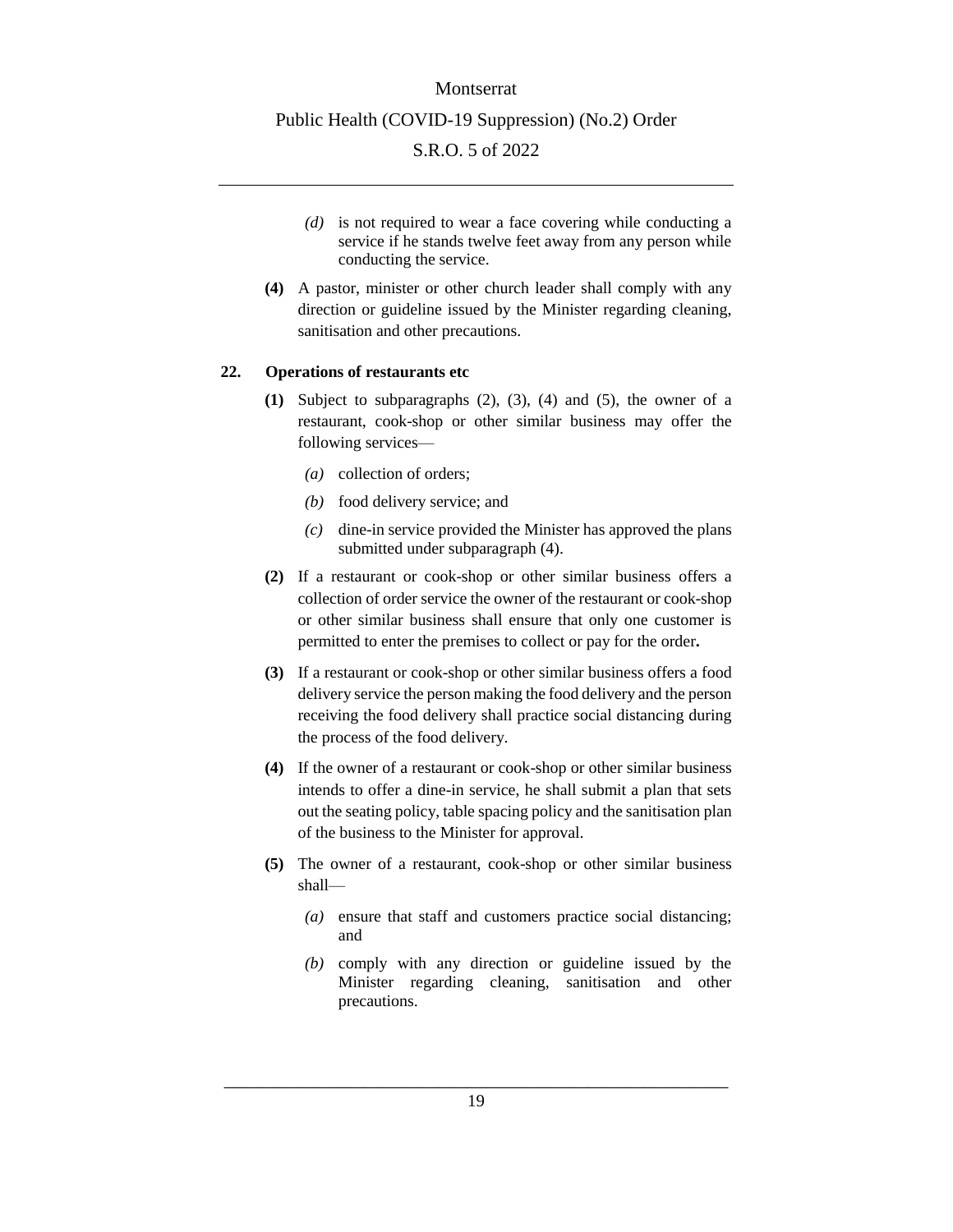*(d)* is not required to wear a face covering while conducting a service if he stands twelve feet away from any person while conducting the service.

**(4)** A pastor, minister or other church leader shall comply with any direction or guideline issued by the Minister regarding cleaning, sanitisation and other precautions.

**22. Operations of restaurants etc**

**(1)** Subject to subparagraphs (2), (3), (4) and (5), the owner of a restaurant, cook-shop or other similar business may offer the following services—

*(a)* collection of orders;

*(b)* food delivery service; and

*(c)* dine-in service provided the Minister has approved the plans submitted under subparagraph (4).

**(2)** If a restaurant or cook-shop or other similar business offers a collection of order service the owner of the restaurant or cook-shop or other similar business shall ensure that only one customer is permitted to enter the premises to collect or pay for the order**.**

**(3)** If a restaurant or cook-shop or other similar business offers a food delivery service the person making the food delivery and the person receiving the food delivery shall practice social distancing during the process of the food delivery.

**(4)** If the owner of a restaurant or cook-shop or other similar business intends to offer a dine-in service, he shall submit a plan that sets out the seating policy, table spacing policy and the sanitisation plan of the business to the Minister for approval.

**(5)** The owner of a restaurant, cook-shop or other similar business shall—

*(a)* ensure that staff and customers practice social distancing; and

*(b)* comply with any direction or guideline issued by the Minister regarding cleaning, sanitisation and other precautions.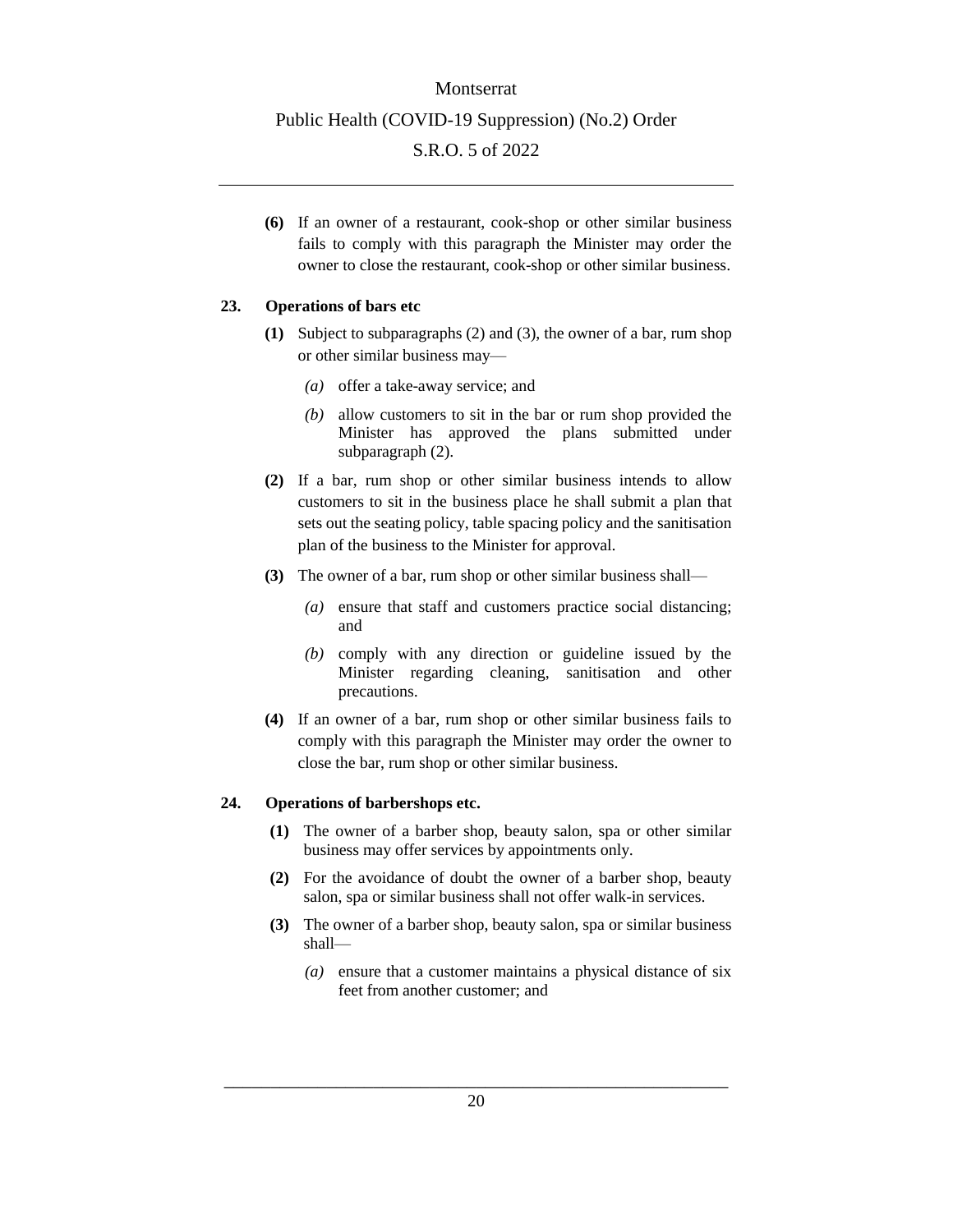**(6)** If an owner of a restaurant, cook-shop or other similar business fails to comply with this paragraph the Minister may order the owner to close the restaurant, cook-shop or other similar business.

### 23. Operations of bars etc

**(1)** Subject to subparagraphs (2) and (3), the owner of a bar, rum shop or other similar business may—

*(a)* offer a take-away service; and

*(b)* allow customers to sit in the bar or rum shop provided the Minister has approved the plans submitted under subparagraph (2).

**(2)** If a bar, rum shop or other similar business intends to allow customers to sit in the business place he shall submit a plan that sets out the seating policy, table spacing policy and the sanitisation plan of the business to the Minister for approval.

**(3)** The owner of a bar, rum shop or other similar business shall—

*(a)* ensure that staff and customers practice social distancing; and

*(b)* comply with any direction or guideline issued by the Minister regarding cleaning, sanitisation and other precautions.

**(4)** If an owner of a bar, rum shop or other similar business fails to comply with this paragraph the Minister may order the owner to close the bar, rum shop or other similar business.

### 24. Operations of barbershops etc.

**(1)** The owner of a barber shop, beauty salon, spa or other similar business may offer services by appointments only.

**(2)** For the avoidance of doubt the owner of a barber shop, beauty salon, spa or similar business shall not offer walk-in services.

**(3)** The owner of a barber shop, beauty salon, spa or similar business shall—

*(a)* ensure that a customer maintains a physical distance of six feet from another customer; and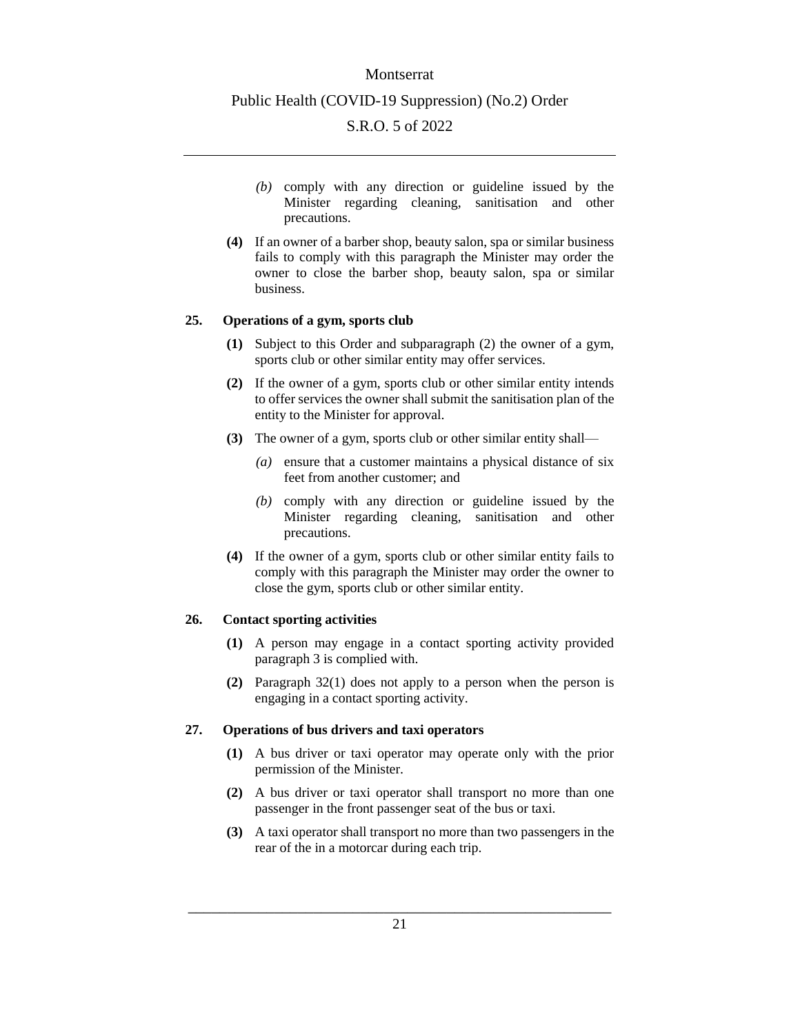*(b)* comply with any direction or guideline issued by the Minister regarding cleaning, sanitisation and other precautions.

**(4)** If an owner of a barber shop, beauty salon, spa or similar business fails to comply with this paragraph the Minister may order the owner to close the barber shop, beauty salon, spa or similar business.

## 25. Operations of a gym, sports club

**(1)** Subject to this Order and subparagraph (2) the owner of a gym, sports club or other similar entity may offer services.

**(2)** If the owner of a gym, sports club or other similar entity intends to offer services the owner shall submit the sanitisation plan of the entity to the Minister for approval.

**(3)** The owner of a gym, sports club or other similar entity shall—

*(a)* ensure that a customer maintains a physical distance of six feet from another customer; and

*(b)* comply with any direction or guideline issued by the Minister regarding cleaning, sanitisation and other precautions.

**(4)** If the owner of a gym, sports club or other similar entity fails to comply with this paragraph the Minister may order the owner to close the gym, sports club or other similar entity.

## 26. Contact sporting activities

**(1)** A person may engage in a contact sporting activity provided paragraph 3 is complied with.

**(2)** Paragraph 32(1) does not apply to a person when the person is engaging in a contact sporting activity.

## 27. Operations of bus drivers and taxi operators

**(1)** A bus driver or taxi operator may operate only with the prior permission of the Minister.

**(2)** A bus driver or taxi operator shall transport no more than one passenger in the front passenger seat of the bus or taxi.

**(3)** A taxi operator shall transport no more than two passengers in the rear of the in a motorcar during each trip.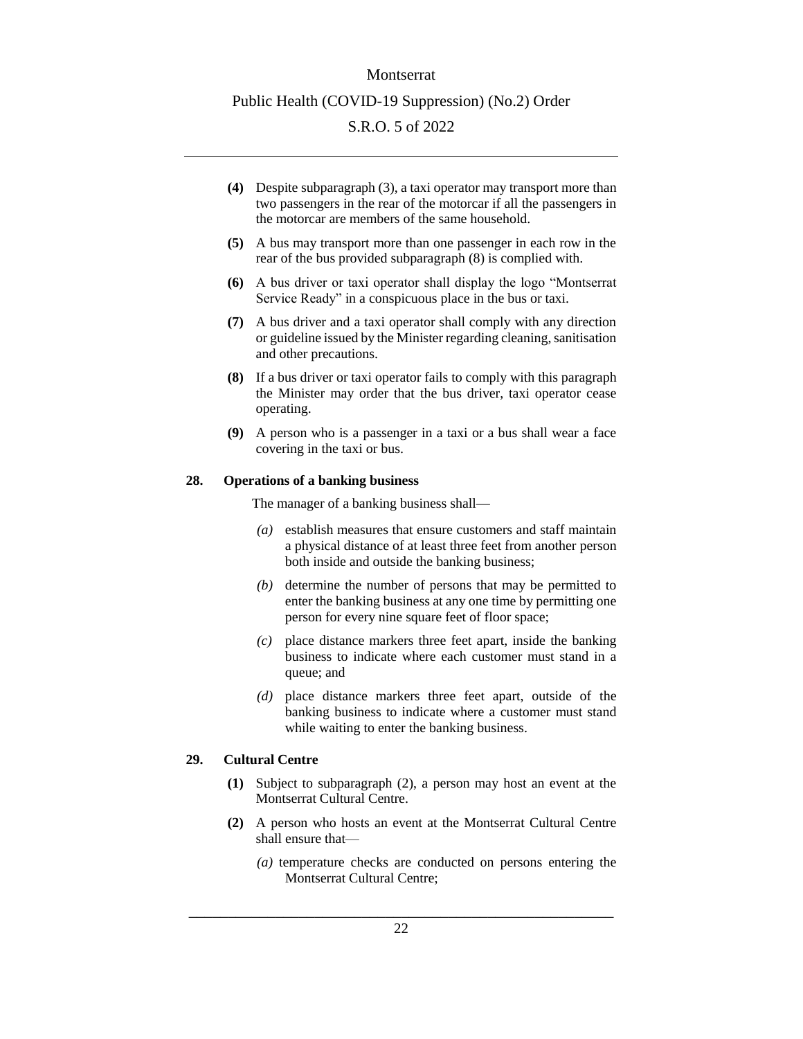**(4)** Despite subparagraph (3), a taxi operator may transport more than two passengers in the rear of the motorcar if all the passengers in the motorcar are members of the same household.

**(5)** A bus may transport more than one passenger in each row in the rear of the bus provided subparagraph (8) is complied with.

**(6)** A bus driver or taxi operator shall display the logo "Montserrat Service Ready" in a conspicuous place in the bus or taxi.

**(7)** A bus driver and a taxi operator shall comply with any direction or guideline issued by the Minister regarding cleaning, sanitisation and other precautions.

**(8)** If a bus driver or taxi operator fails to comply with this paragraph the Minister may order that the bus driver, taxi operator cease operating.

**(9)** A person who is a passenger in a taxi or a bus shall wear a face covering in the taxi or bus.

**28. Operations of a banking business**

The manager of a banking business shall—

*(a)* establish measures that ensure customers and staff maintain a physical distance of at least three feet from another person both inside and outside the banking business;

*(b)* determine the number of persons that may be permitted to enter the banking business at any one time by permitting one person for every nine square feet of floor space;

*(c)* place distance markers three feet apart, inside the banking business to indicate where each customer must stand in a queue; and

*(d)* place distance markers three feet apart, outside of the banking business to indicate where a customer must stand while waiting to enter the banking business.

**29. Cultural Centre**

**(1)** Subject to subparagraph (2), a person may host an event at the Montserrat Cultural Centre.

**(2)** A person who hosts an event at the Montserrat Cultural Centre shall ensure that—

*(a)* temperature checks are conducted on persons entering the Montserrat Cultural Centre;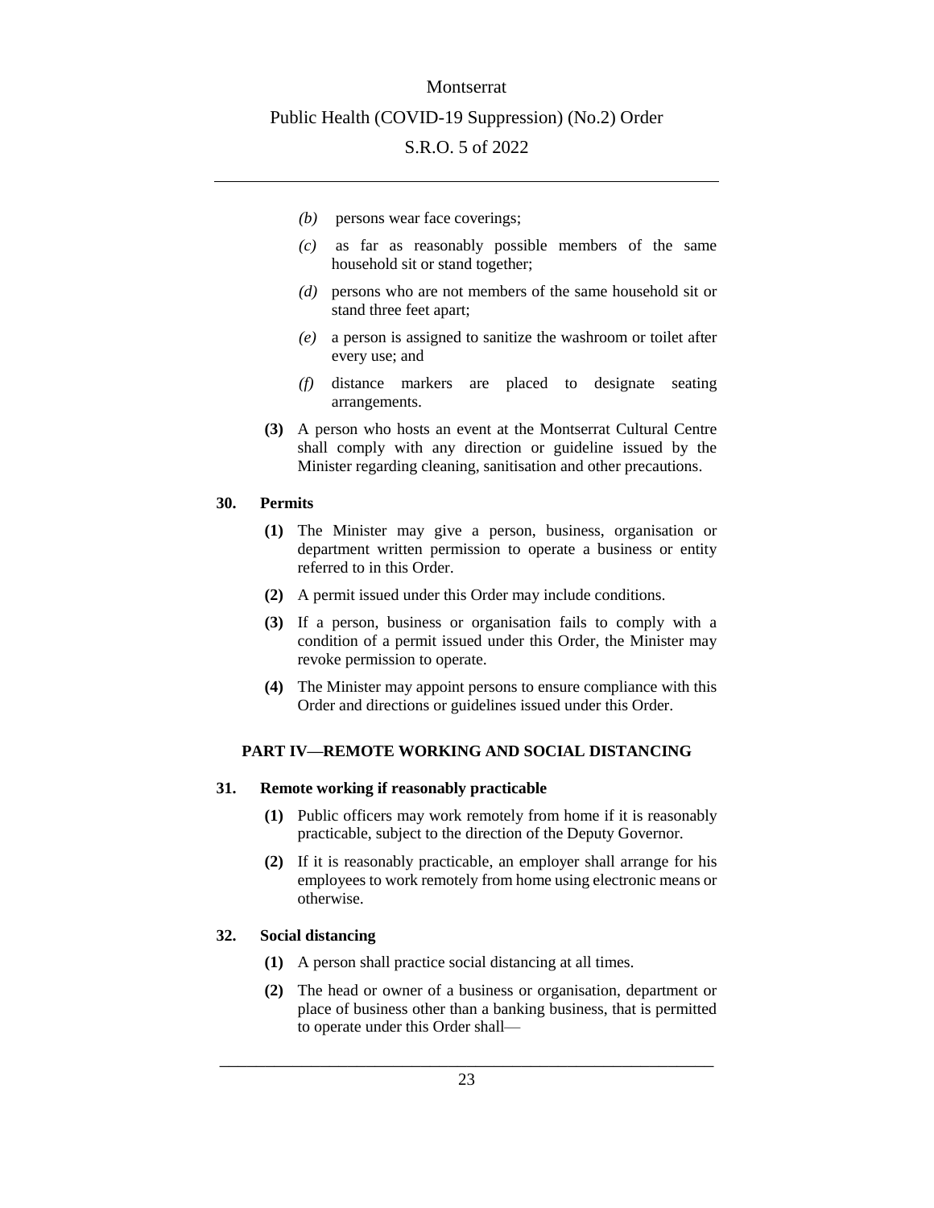*(b)* persons wear face coverings;

*(c)* as far as reasonably possible members of the same household sit or stand together;

*(d)* persons who are not members of the same household sit or stand three feet apart;

*(e)* a person is assigned to sanitize the washroom or toilet after every use; and

*(f)* distance markers are placed to designate seating arrangements.

**(3)** A person who hosts an event at the Montserrat Cultural Centre shall comply with any direction or guideline issued by the Minister regarding cleaning, sanitisation and other precautions.

### 30. Permits

**(1)** The Minister may give a person, business, organisation or department written permission to operate a business or entity referred to in this Order.

**(2)** A permit issued under this Order may include conditions.

**(3)** If a person, business or organisation fails to comply with a condition of a permit issued under this Order, the Minister may revoke permission to operate.

**(4)** The Minister may appoint persons to ensure compliance with this Order and directions or guidelines issued under this Order.

## PART IV—REMOTE WORKING AND SOCIAL DISTANCING

### 31. Remote working if reasonably practicable

**(1)** Public officers may work remotely from home if it is reasonably practicable, subject to the direction of the Deputy Governor.

**(2)** If it is reasonably practicable, an employer shall arrange for his employees to work remotely from home using electronic means or otherwise.

### 32. Social distancing

**(1)** A person shall practice social distancing at all times.

**(2)** The head or owner of a business or organisation, department or place of business other than a banking business, that is permitted to operate under this Order shall—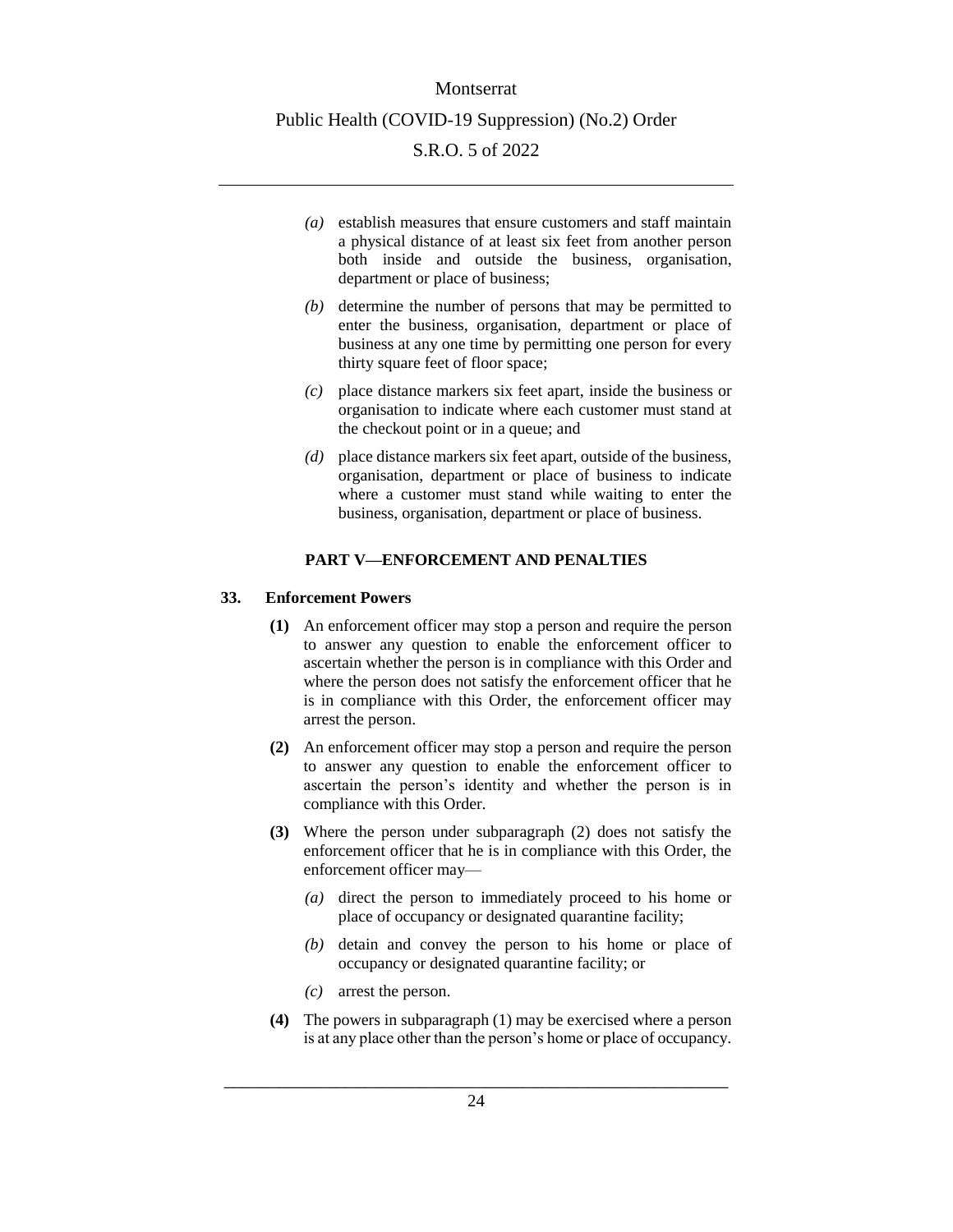*(a)* establish measures that ensure customers and staff maintain a physical distance of at least six feet from another person both inside and outside the business, organisation, department or place of business;

*(b)* determine the number of persons that may be permitted to enter the business, organisation, department or place of business at any one time by permitting one person for every thirty square feet of floor space;

*(c)* place distance markers six feet apart, inside the business or organisation to indicate where each customer must stand at the checkout point or in a queue; and

*(d)* place distance markers six feet apart, outside of the business, organisation, department or place of business to indicate where a customer must stand while waiting to enter the business, organisation, department or place of business.

## PART V—ENFORCEMENT AND PENALTIES

### 33. Enforcement Powers

**(1)** An enforcement officer may stop a person and require the person to answer any question to enable the enforcement officer to ascertain whether the person is in compliance with this Order and where the person does not satisfy the enforcement officer that he is in compliance with this Order, the enforcement officer may arrest the person.

**(2)** An enforcement officer may stop a person and require the person to answer any question to enable the enforcement officer to ascertain the person's identity and whether the person is in compliance with this Order.

**(3)** Where the person under subparagraph (2) does not satisfy the enforcement officer that he is in compliance with this Order, the enforcement officer may—

*(a)* direct the person to immediately proceed to his home or place of occupancy or designated quarantine facility;

*(b)* detain and convey the person to his home or place of occupancy or designated quarantine facility; or

*(c)* arrest the person.

**(4)** The powers in subparagraph (1) may be exercised where a person is at any place other than the person's home or place of occupancy.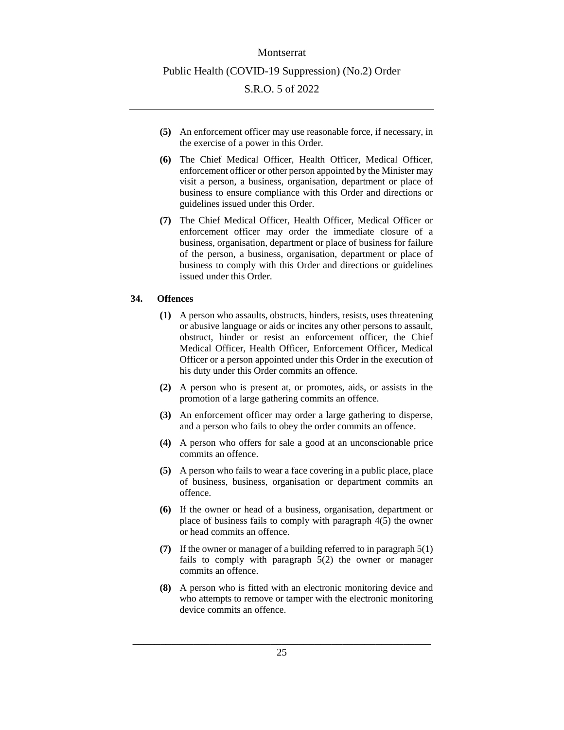**(5)** An enforcement officer may use reasonable force, if necessary, in the exercise of a power in this Order.

**(6)** The Chief Medical Officer, Health Officer, Medical Officer, enforcement officer or other person appointed by the Minister may visit a person, a business, organisation, department or place of business to ensure compliance with this Order and directions or guidelines issued under this Order.

**(7)** The Chief Medical Officer, Health Officer, Medical Officer or enforcement officer may order the immediate closure of a business, organisation, department or place of business for failure of the person, a business, organisation, department or place of business to comply with this Order and directions or guidelines issued under this Order.

### 34. Offences

**(1)** A person who assaults, obstructs, hinders, resists, uses threatening or abusive language or aids or incites any other persons to assault, obstruct, hinder or resist an enforcement officer, the Chief Medical Officer, Health Officer, Enforcement Officer, Medical Officer or a person appointed under this Order in the execution of his duty under this Order commits an offence.

**(2)** A person who is present at, or promotes, aids, or assists in the promotion of a large gathering commits an offence.

**(3)** An enforcement officer may order a large gathering to disperse, and a person who fails to obey the order commits an offence.

**(4)** A person who offers for sale a good at an unconscionable price commits an offence.

**(5)** A person who fails to wear a face covering in a public place, place of business, business, organisation or department commits an offence.

**(6)** If the owner or head of a business, organisation, department or place of business fails to comply with paragraph 4(5) the owner or head commits an offence.

**(7)** If the owner or manager of a building referred to in paragraph 5(1) fails to comply with paragraph 5(2) the owner or manager commits an offence.

**(8)** A person who is fitted with an electronic monitoring device and who attempts to remove or tamper with the electronic monitoring device commits an offence.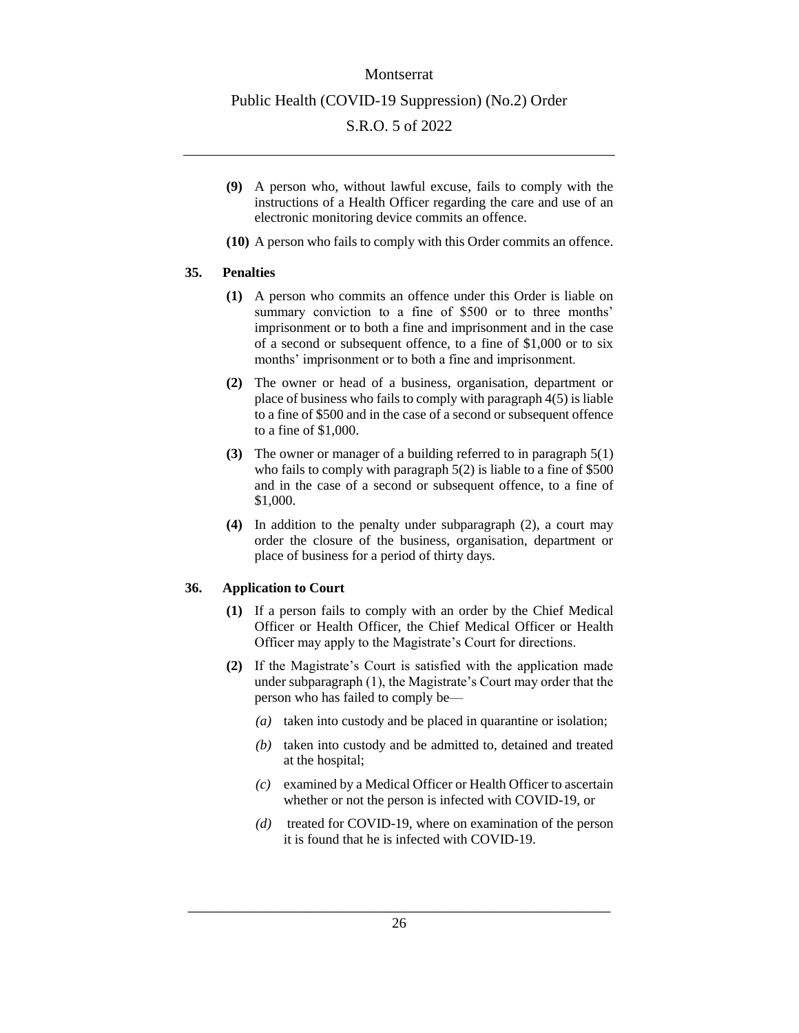**(9)** A person who, without lawful excuse, fails to comply with the instructions of a Health Officer regarding the care and use of an electronic monitoring device commits an offence.

**(10)** A person who fails to comply with this Order commits an offence.

### 35. Penalties

**(1)** A person who commits an offence under this Order is liable on summary conviction to a fine of $500 or to three months' imprisonment or to both a fine and imprisonment and in the case of a second or subsequent offence, to a fine of $1,000 or to six months' imprisonment or to both a fine and imprisonment.

**(2)** The owner or head of a business, organisation, department or place of business who fails to comply with paragraph 4(5) is liable to a fine of $500 and in the case of a second or subsequent offence to a fine of $1,000.

**(3)** The owner or manager of a building referred to in paragraph 5(1) who fails to comply with paragraph 5(2) is liable to a fine of $500 and in the case of a second or subsequent offence, to a fine of $1,000.

**(4)** In addition to the penalty under subparagraph (2), a court may order the closure of the business, organisation, department or place of business for a period of thirty days.

### 36. Application to Court

**(1)** If a person fails to comply with an order by the Chief Medical Officer or Health Officer, the Chief Medical Officer or Health Officer may apply to the Magistrate's Court for directions.

**(2)** If the Magistrate's Court is satisfied with the application made under subparagraph (1), the Magistrate's Court may order that the person who has failed to comply be—

*(a)* taken into custody and be placed in quarantine or isolation;

*(b)* taken into custody and be admitted to, detained and treated at the hospital;

*(c)* examined by a Medical Officer or Health Officer to ascertain whether or not the person is infected with COVID-19, or

*(d)* treated for COVID-19, where on examination of the person it is found that he is infected with COVID-19.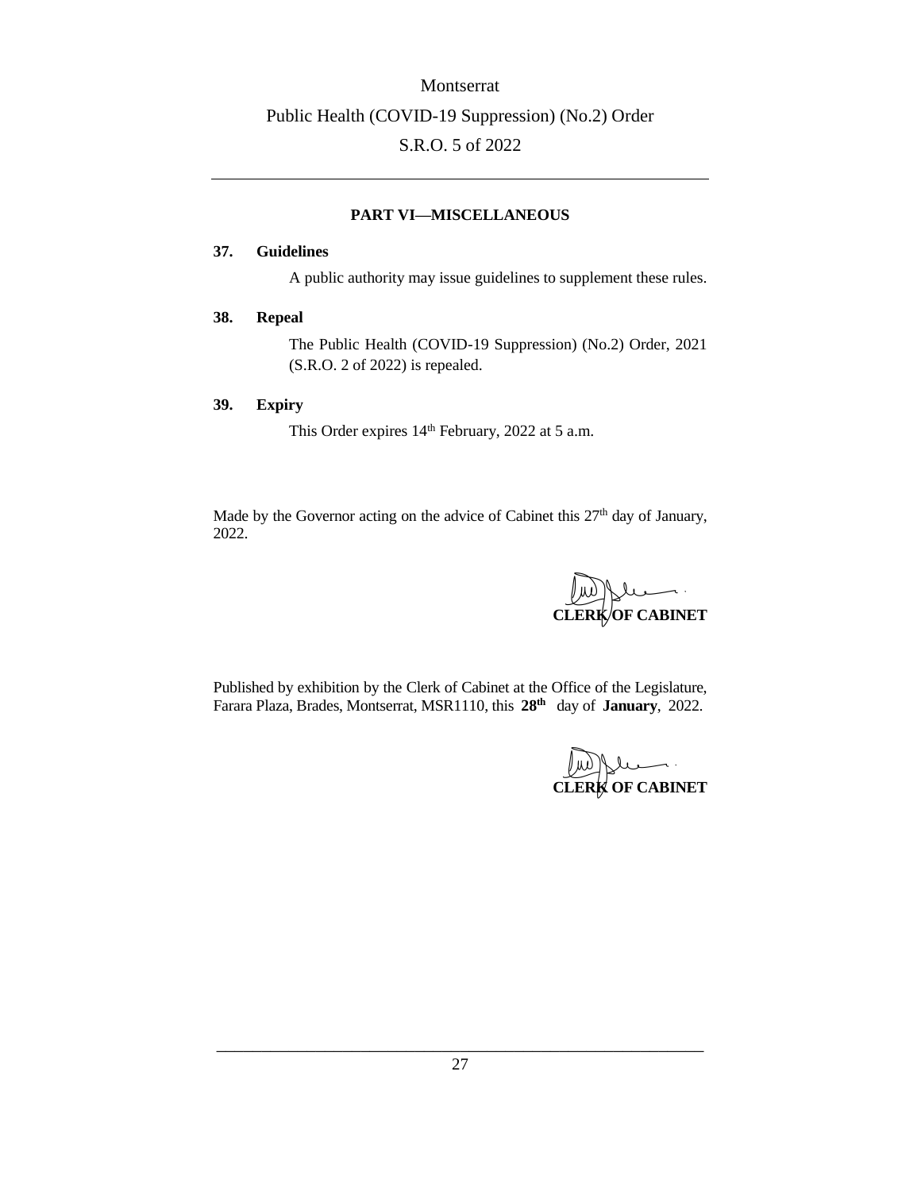## PART VI—MISCELLANEOUS

**37. Guidelines**

A public authority may issue guidelines to supplement these rules.

**38. Repeal**

The Public Health (COVID-19 Suppression) (No.2) Order, 2021 (S.R.O. 2 of 2022) is repealed.

**39. Expiry**

This Order expires 14th February, 2022 at 5 a.m.

Made by the Governor acting on the advice of Cabinet this 27th day of January, 2022.

**CLERK OF CABINET**

Published by exhibition by the Clerk of Cabinet at the Office of the Legislature, Farara Plaza, Brades, Montserrat, MSR1110, this **28th** day of **January**, 2022.

**CLERK OF CABINET**